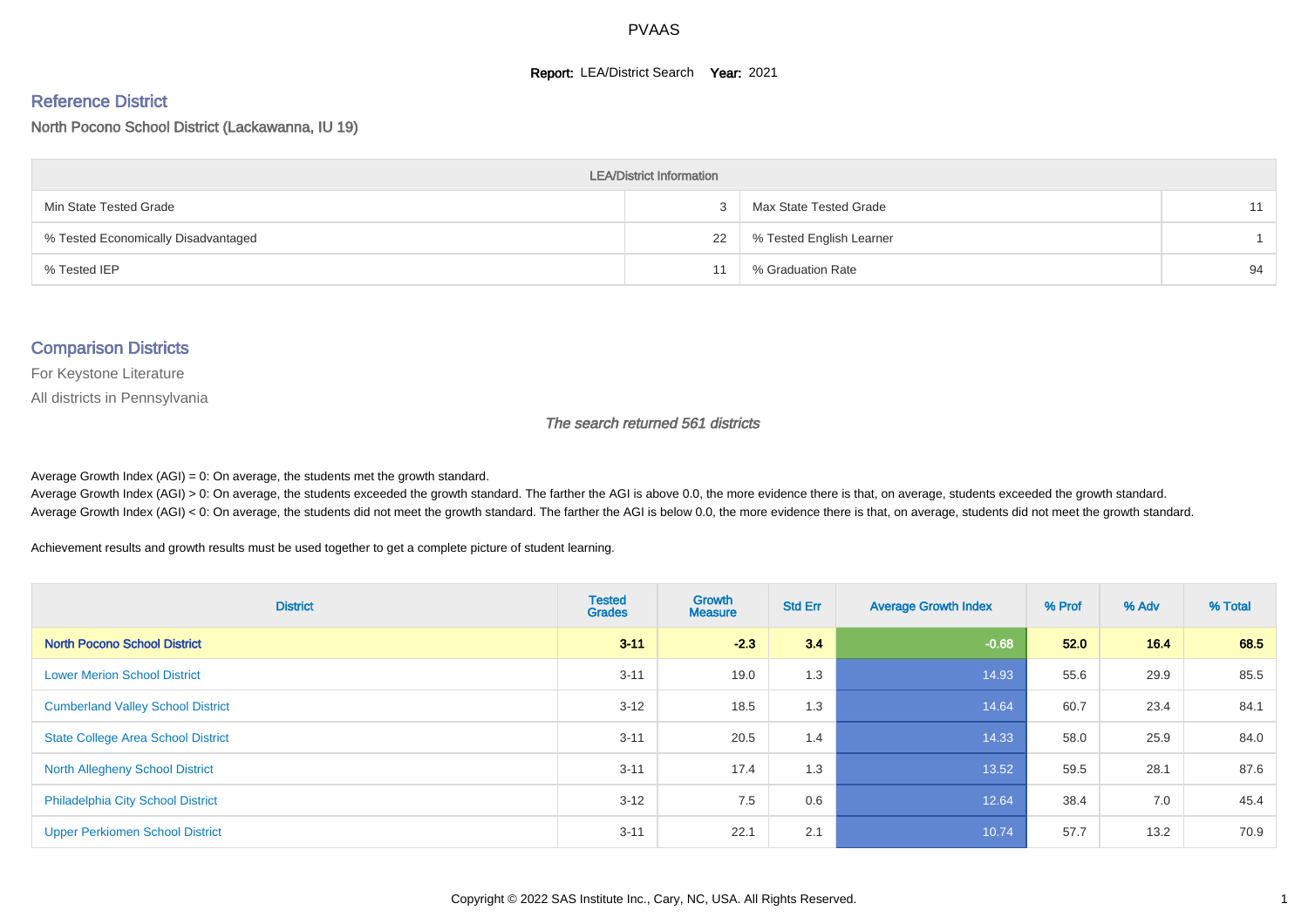PVAAS

**Report:** LEA/District Search **Year:** 2021

## Reference District

North Pocono School District (Lackawanna, IU 19)

| LEA/District Information | | | |
|---|---|---|---|
| Min State Tested Grade | 3 | Max State Tested Grade | 11 |
| % Tested Economically Disadvantaged | 22 | % Tested English Learner | 1 |
| % Tested IEP | 11 | % Graduation Rate | 94 |

## Comparison Districts

For Keystone Literature

All districts in Pennsylvania

*The search returned 561 districts*

Average Growth Index (AGI) = 0: On average, the students met the growth standard.
Average Growth Index (AGI) > 0: On average, the students exceeded the growth standard. The farther the AGI is above 0.0, the more evidence there is that, on average, students exceeded the growth standard.
Average Growth Index (AGI) < 0: On average, the students did not meet the growth standard. The farther the AGI is below 0.0, the more evidence there is that, on average, students did not meet the growth standard.

Achievement results and growth results must be used together to get a complete picture of student learning.

| District | Tested Grades | Growth Measure | Std Err | Average Growth Index | % Prof | % Adv | % Total |
|---|---|---|---|---|---|---|---|
| **North Pocono School District** | **3-11** | **-2.3** | **3.4** | **-0.68** | **52.0** | **16.4** | **68.5** |
| Lower Merion School District | 3-11 | 19.0 | 1.3 | 14.93 | 55.6 | 29.9 | 85.5 |
| Cumberland Valley School District | 3-12 | 18.5 | 1.3 | 14.64 | 60.7 | 23.4 | 84.1 |
| State College Area School District | 3-11 | 20.5 | 1.4 | 14.33 | 58.0 | 25.9 | 84.0 |
| North Allegheny School District | 3-11 | 17.4 | 1.3 | 13.52 | 59.5 | 28.1 | 87.6 |
| Philadelphia City School District | 3-12 | 7.5 | 0.6 | 12.64 | 38.4 | 7.0 | 45.4 |
| Upper Perkiomen School District | 3-11 | 22.1 | 2.1 | 10.74 | 57.7 | 13.2 | 70.9 |

Copyright © 2022 SAS Institute Inc., Cary, NC, USA. All Rights Reserved.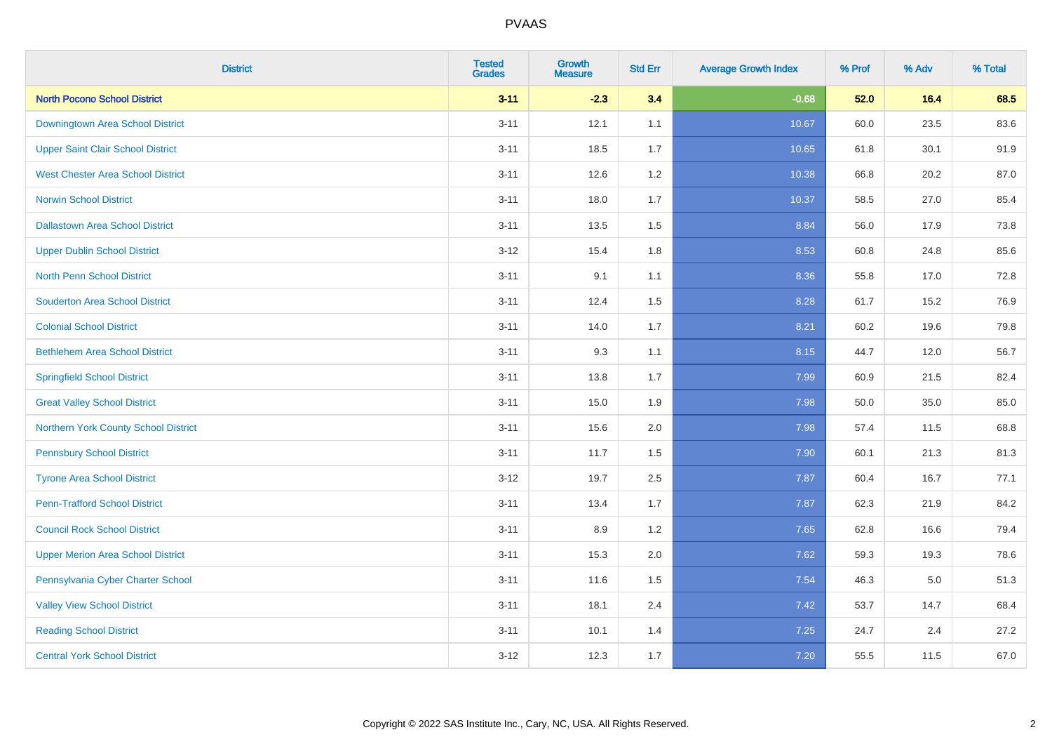| District | Tested Grades | Growth Measure | Std Err | Average Growth Index | % Prof | % Adv | % Total |
|---|---|---|---|---|---|---|---|
| **North Pocono School District** | **3-11** | **-2.3** | **3.4** | **-0.68** | **52.0** | **16.4** | **68.5** |
| Downingtown Area School District | 3-11 | 12.1 | 1.1 | 10.67 | 60.0 | 23.5 | 83.6 |
| Upper Saint Clair School District | 3-11 | 18.5 | 1.7 | 10.65 | 61.8 | 30.1 | 91.9 |
| West Chester Area School District | 3-11 | 12.6 | 1.2 | 10.38 | 66.8 | 20.2 | 87.0 |
| Norwin School District | 3-11 | 18.0 | 1.7 | 10.37 | 58.5 | 27.0 | 85.4 |
| Dallastown Area School District | 3-11 | 13.5 | 1.5 | 8.84 | 56.0 | 17.9 | 73.8 |
| Upper Dublin School District | 3-12 | 15.4 | 1.8 | 8.53 | 60.8 | 24.8 | 85.6 |
| North Penn School District | 3-11 | 9.1 | 1.1 | 8.36 | 55.8 | 17.0 | 72.8 |
| Souderton Area School District | 3-11 | 12.4 | 1.5 | 8.28 | 61.7 | 15.2 | 76.9 |
| Colonial School District | 3-11 | 14.0 | 1.7 | 8.21 | 60.2 | 19.6 | 79.8 |
| Bethlehem Area School District | 3-11 | 9.3 | 1.1 | 8.15 | 44.7 | 12.0 | 56.7 |
| Springfield School District | 3-11 | 13.8 | 1.7 | 7.99 | 60.9 | 21.5 | 82.4 |
| Great Valley School District | 3-11 | 15.0 | 1.9 | 7.98 | 50.0 | 35.0 | 85.0 |
| Northern York County School District | 3-11 | 15.6 | 2.0 | 7.98 | 57.4 | 11.5 | 68.8 |
| Pennsbury School District | 3-11 | 11.7 | 1.5 | 7.90 | 60.1 | 21.3 | 81.3 |
| Tyrone Area School District | 3-12 | 19.7 | 2.5 | 7.87 | 60.4 | 16.7 | 77.1 |
| Penn-Trafford School District | 3-11 | 13.4 | 1.7 | 7.87 | 62.3 | 21.9 | 84.2 |
| Council Rock School District | 3-11 | 8.9 | 1.2 | 7.65 | 62.8 | 16.6 | 79.4 |
| Upper Merion Area School District | 3-11 | 15.3 | 2.0 | 7.62 | 59.3 | 19.3 | 78.6 |
| Pennsylvania Cyber Charter School | 3-11 | 11.6 | 1.5 | 7.54 | 46.3 | 5.0 | 51.3 |
| Valley View School District | 3-11 | 18.1 | 2.4 | 7.42 | 53.7 | 14.7 | 68.4 |
| Reading School District | 3-11 | 10.1 | 1.4 | 7.25 | 24.7 | 2.4 | 27.2 |
| Central York School District | 3-12 | 12.3 | 1.7 | 7.20 | 55.5 | 11.5 | 67.0 |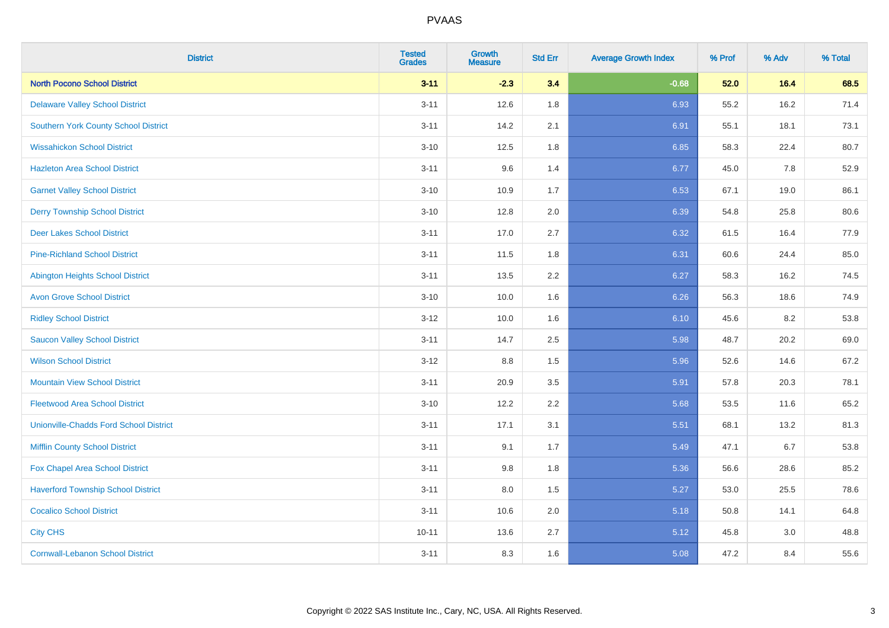PVAAS

| District | Tested Grades | Growth Measure | Std Err | Average Growth Index | % Prof | % Adv | % Total |
|---|---|---|---|---|---|---|---|
| **North Pocono School District** | **3-11** | **-2.3** | **3.4** | **-0.68** | **52.0** | **16.4** | **68.5** |
| Delaware Valley School District | 3-11 | 12.6 | 1.8 | 6.93 | 55.2 | 16.2 | 71.4 |
| Southern York County School District | 3-11 | 14.2 | 2.1 | 6.91 | 55.1 | 18.1 | 73.1 |
| Wissahickon School District | 3-10 | 12.5 | 1.8 | 6.85 | 58.3 | 22.4 | 80.7 |
| Hazleton Area School District | 3-11 | 9.6 | 1.4 | 6.77 | 45.0 | 7.8 | 52.9 |
| Garnet Valley School District | 3-10 | 10.9 | 1.7 | 6.53 | 67.1 | 19.0 | 86.1 |
| Derry Township School District | 3-10 | 12.8 | 2.0 | 6.39 | 54.8 | 25.8 | 80.6 |
| Deer Lakes School District | 3-11 | 17.0 | 2.7 | 6.32 | 61.5 | 16.4 | 77.9 |
| Pine-Richland School District | 3-11 | 11.5 | 1.8 | 6.31 | 60.6 | 24.4 | 85.0 |
| Abington Heights School District | 3-11 | 13.5 | 2.2 | 6.27 | 58.3 | 16.2 | 74.5 |
| Avon Grove School District | 3-10 | 10.0 | 1.6 | 6.26 | 56.3 | 18.6 | 74.9 |
| Ridley School District | 3-12 | 10.0 | 1.6 | 6.10 | 45.6 | 8.2 | 53.8 |
| Saucon Valley School District | 3-11 | 14.7 | 2.5 | 5.98 | 48.7 | 20.2 | 69.0 |
| Wilson School District | 3-12 | 8.8 | 1.5 | 5.96 | 52.6 | 14.6 | 67.2 |
| Mountain View School District | 3-11 | 20.9 | 3.5 | 5.91 | 57.8 | 20.3 | 78.1 |
| Fleetwood Area School District | 3-10 | 12.2 | 2.2 | 5.68 | 53.5 | 11.6 | 65.2 |
| Unionville-Chadds Ford School District | 3-11 | 17.1 | 3.1 | 5.51 | 68.1 | 13.2 | 81.3 |
| Mifflin County School District | 3-11 | 9.1 | 1.7 | 5.49 | 47.1 | 6.7 | 53.8 |
| Fox Chapel Area School District | 3-11 | 9.8 | 1.8 | 5.36 | 56.6 | 28.6 | 85.2 |
| Haverford Township School District | 3-11 | 8.0 | 1.5 | 5.27 | 53.0 | 25.5 | 78.6 |
| Cocalico School District | 3-11 | 10.6 | 2.0 | 5.18 | 50.8 | 14.1 | 64.8 |
| City CHS | 10-11 | 13.6 | 2.7 | 5.12 | 45.8 | 3.0 | 48.8 |
| Cornwall-Lebanon School District | 3-11 | 8.3 | 1.6 | 5.08 | 47.2 | 8.4 | 55.6 |

Copyright © 2022 SAS Institute Inc., Cary, NC, USA. All Rights Reserved.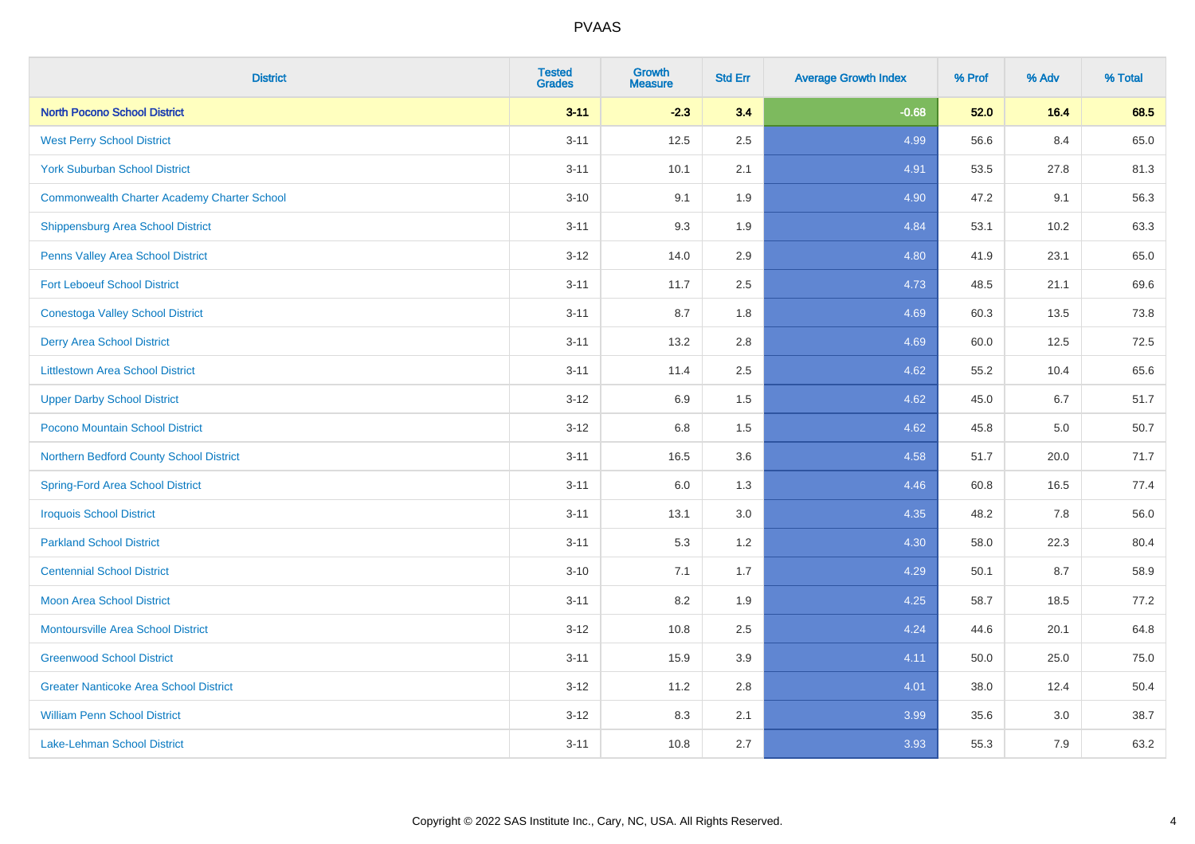PVAAS

| District | Tested Grades | Growth Measure | Std Err | Average Growth Index | % Prof | % Adv | % Total |
|---|---|---|---|---|---|---|---|
| **North Pocono School District** | **3-11** | **-2.3** | **3.4** | **-0.68** | **52.0** | **16.4** | **68.5** |
| West Perry School District | 3-11 | 12.5 | 2.5 | 4.99 | 56.6 | 8.4 | 65.0 |
| York Suburban School District | 3-11 | 10.1 | 2.1 | 4.91 | 53.5 | 27.8 | 81.3 |
| Commonwealth Charter Academy Charter School | 3-10 | 9.1 | 1.9 | 4.90 | 47.2 | 9.1 | 56.3 |
| Shippensburg Area School District | 3-11 | 9.3 | 1.9 | 4.84 | 53.1 | 10.2 | 63.3 |
| Penns Valley Area School District | 3-12 | 14.0 | 2.9 | 4.80 | 41.9 | 23.1 | 65.0 |
| Fort Leboeuf School District | 3-11 | 11.7 | 2.5 | 4.73 | 48.5 | 21.1 | 69.6 |
| Conestoga Valley School District | 3-11 | 8.7 | 1.8 | 4.69 | 60.3 | 13.5 | 73.8 |
| Derry Area School District | 3-11 | 13.2 | 2.8 | 4.69 | 60.0 | 12.5 | 72.5 |
| Littlestown Area School District | 3-11 | 11.4 | 2.5 | 4.62 | 55.2 | 10.4 | 65.6 |
| Upper Darby School District | 3-12 | 6.9 | 1.5 | 4.62 | 45.0 | 6.7 | 51.7 |
| Pocono Mountain School District | 3-12 | 6.8 | 1.5 | 4.62 | 45.8 | 5.0 | 50.7 |
| Northern Bedford County School District | 3-11 | 16.5 | 3.6 | 4.58 | 51.7 | 20.0 | 71.7 |
| Spring-Ford Area School District | 3-11 | 6.0 | 1.3 | 4.46 | 60.8 | 16.5 | 77.4 |
| Iroquois School District | 3-11 | 13.1 | 3.0 | 4.35 | 48.2 | 7.8 | 56.0 |
| Parkland School District | 3-11 | 5.3 | 1.2 | 4.30 | 58.0 | 22.3 | 80.4 |
| Centennial School District | 3-10 | 7.1 | 1.7 | 4.29 | 50.1 | 8.7 | 58.9 |
| Moon Area School District | 3-11 | 8.2 | 1.9 | 4.25 | 58.7 | 18.5 | 77.2 |
| Montoursville Area School District | 3-12 | 10.8 | 2.5 | 4.24 | 44.6 | 20.1 | 64.8 |
| Greenwood School District | 3-11 | 15.9 | 3.9 | 4.11 | 50.0 | 25.0 | 75.0 |
| Greater Nanticoke Area School District | 3-12 | 11.2 | 2.8 | 4.01 | 38.0 | 12.4 | 50.4 |
| William Penn School District | 3-12 | 8.3 | 2.1 | 3.99 | 35.6 | 3.0 | 38.7 |
| Lake-Lehman School District | 3-11 | 10.8 | 2.7 | 3.93 | 55.3 | 7.9 | 63.2 |

Copyright © 2022 SAS Institute Inc., Cary, NC, USA. All Rights Reserved.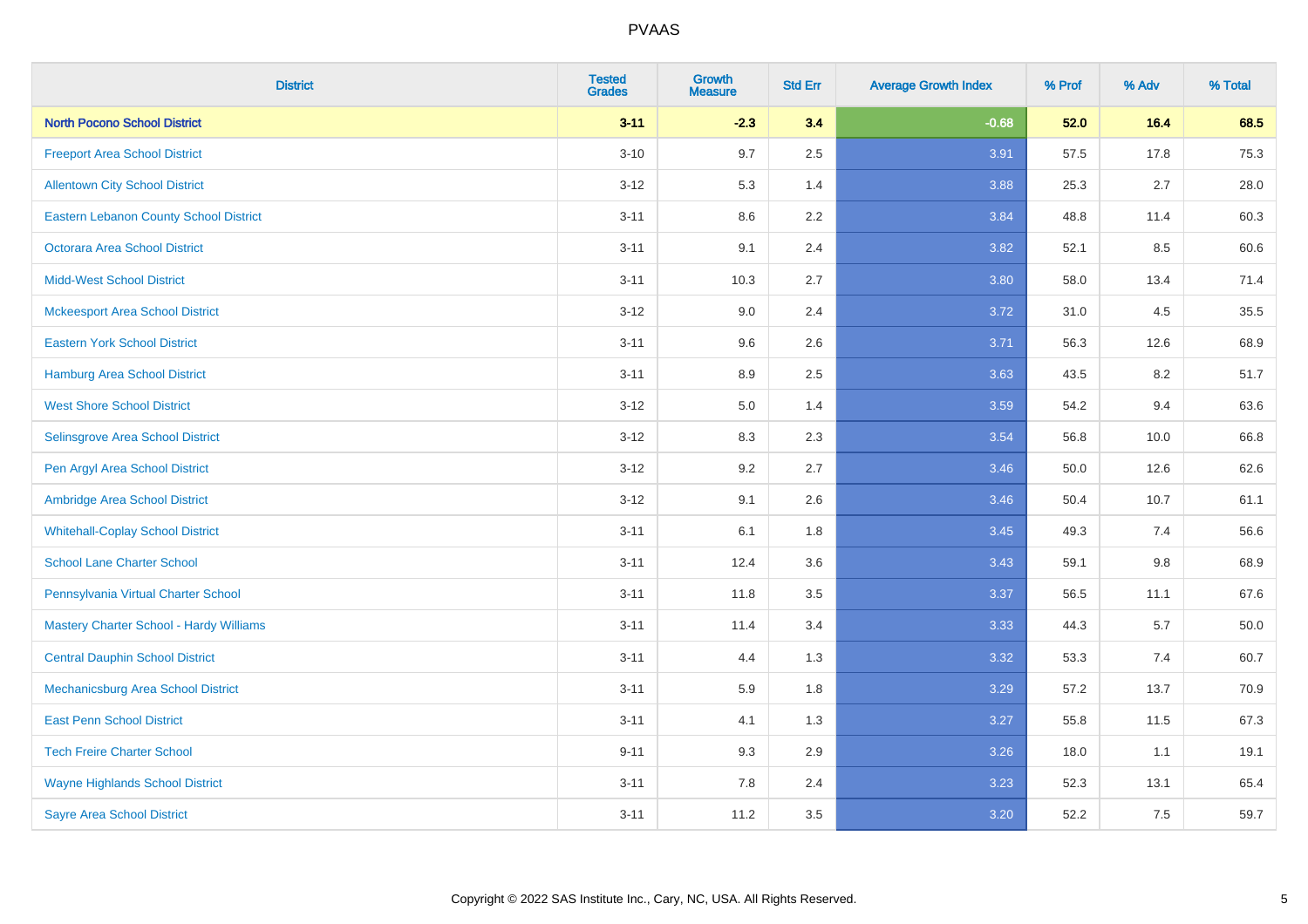# PVAAS

| District | Tested Grades | Growth Measure | Std Err | Average Growth Index | % Prof | % Adv | % Total |
|---|---|---|---|---|---|---|---|
| **North Pocono School District** | **3-11** | **-2.3** | **3.4** | **-0.68** | **52.0** | **16.4** | **68.5** |
| Freeport Area School District | 3-10 | 9.7 | 2.5 | 3.91 | 57.5 | 17.8 | 75.3 |
| Allentown City School District | 3-12 | 5.3 | 1.4 | 3.88 | 25.3 | 2.7 | 28.0 |
| Eastern Lebanon County School District | 3-11 | 8.6 | 2.2 | 3.84 | 48.8 | 11.4 | 60.3 |
| Octorara Area School District | 3-11 | 9.1 | 2.4 | 3.82 | 52.1 | 8.5 | 60.6 |
| Midd-West School District | 3-11 | 10.3 | 2.7 | 3.80 | 58.0 | 13.4 | 71.4 |
| Mckeesport Area School District | 3-12 | 9.0 | 2.4 | 3.72 | 31.0 | 4.5 | 35.5 |
| Eastern York School District | 3-11 | 9.6 | 2.6 | 3.71 | 56.3 | 12.6 | 68.9 |
| Hamburg Area School District | 3-11 | 8.9 | 2.5 | 3.63 | 43.5 | 8.2 | 51.7 |
| West Shore School District | 3-12 | 5.0 | 1.4 | 3.59 | 54.2 | 9.4 | 63.6 |
| Selinsgrove Area School District | 3-12 | 8.3 | 2.3 | 3.54 | 56.8 | 10.0 | 66.8 |
| Pen Argyl Area School District | 3-12 | 9.2 | 2.7 | 3.46 | 50.0 | 12.6 | 62.6 |
| Ambridge Area School District | 3-12 | 9.1 | 2.6 | 3.46 | 50.4 | 10.7 | 61.1 |
| Whitehall-Coplay School District | 3-11 | 6.1 | 1.8 | 3.45 | 49.3 | 7.4 | 56.6 |
| School Lane Charter School | 3-11 | 12.4 | 3.6 | 3.43 | 59.1 | 9.8 | 68.9 |
| Pennsylvania Virtual Charter School | 3-11 | 11.8 | 3.5 | 3.37 | 56.5 | 11.1 | 67.6 |
| Mastery Charter School - Hardy Williams | 3-11 | 11.4 | 3.4 | 3.33 | 44.3 | 5.7 | 50.0 |
| Central Dauphin School District | 3-11 | 4.4 | 1.3 | 3.32 | 53.3 | 7.4 | 60.7 |
| Mechanicsburg Area School District | 3-11 | 5.9 | 1.8 | 3.29 | 57.2 | 13.7 | 70.9 |
| East Penn School District | 3-11 | 4.1 | 1.3 | 3.27 | 55.8 | 11.5 | 67.3 |
| Tech Freire Charter School | 9-11 | 9.3 | 2.9 | 3.26 | 18.0 | 1.1 | 19.1 |
| Wayne Highlands School District | 3-11 | 7.8 | 2.4 | 3.23 | 52.3 | 13.1 | 65.4 |
| Sayre Area School District | 3-11 | 11.2 | 3.5 | 3.20 | 52.2 | 7.5 | 59.7 |

Copyright © 2022 SAS Institute Inc., Cary, NC, USA. All Rights Reserved.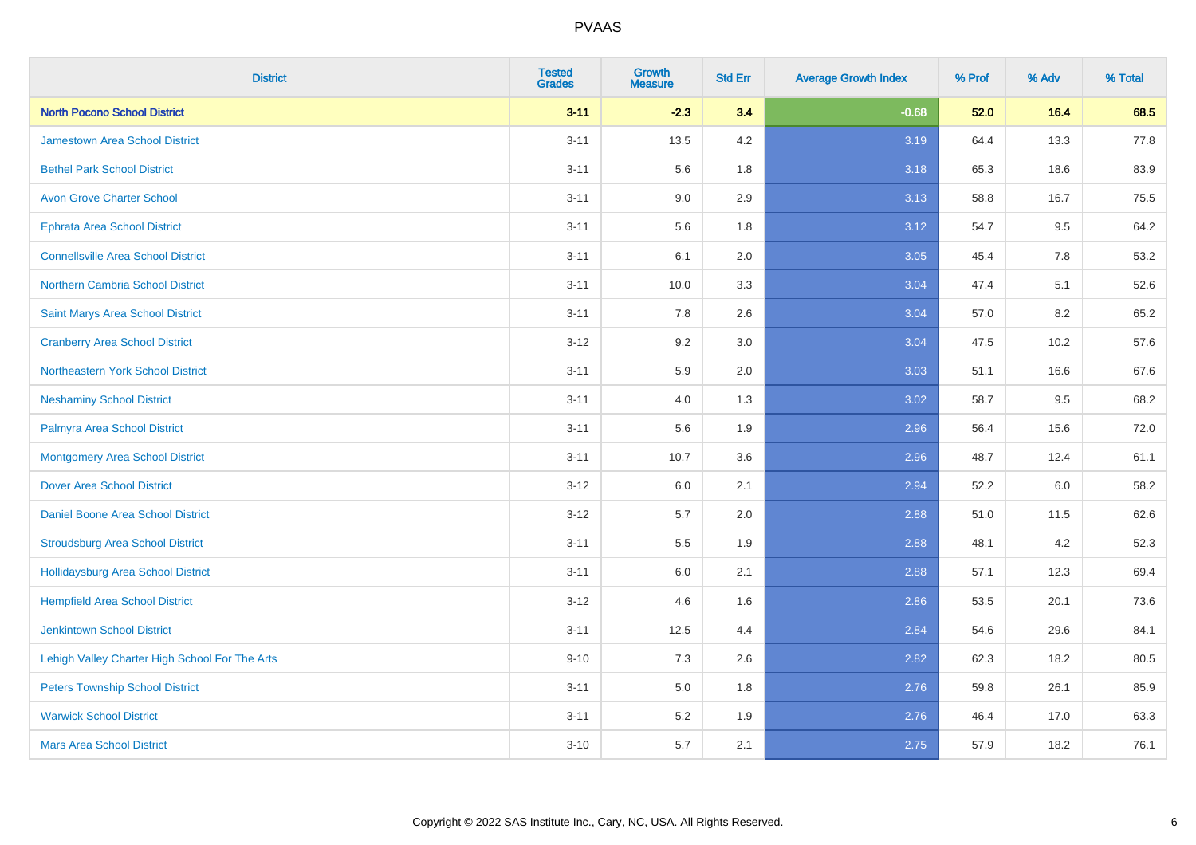PVAAS

| District | Tested Grades | Growth Measure | Std Err | Average Growth Index | % Prof | % Adv | % Total |
|---|---|---|---|---|---|---|---|
| **North Pocono School District** | **3-11** | **-2.3** | **3.4** | **-0.68** | **52.0** | **16.4** | **68.5** |
| Jamestown Area School District | 3-11 | 13.5 | 4.2 | 3.19 | 64.4 | 13.3 | 77.8 |
| Bethel Park School District | 3-11 | 5.6 | 1.8 | 3.18 | 65.3 | 18.6 | 83.9 |
| Avon Grove Charter School | 3-11 | 9.0 | 2.9 | 3.13 | 58.8 | 16.7 | 75.5 |
| Ephrata Area School District | 3-11 | 5.6 | 1.8 | 3.12 | 54.7 | 9.5 | 64.2 |
| Connellsville Area School District | 3-11 | 6.1 | 2.0 | 3.05 | 45.4 | 7.8 | 53.2 |
| Northern Cambria School District | 3-11 | 10.0 | 3.3 | 3.04 | 47.4 | 5.1 | 52.6 |
| Saint Marys Area School District | 3-11 | 7.8 | 2.6 | 3.04 | 57.0 | 8.2 | 65.2 |
| Cranberry Area School District | 3-12 | 9.2 | 3.0 | 3.04 | 47.5 | 10.2 | 57.6 |
| Northeastern York School District | 3-11 | 5.9 | 2.0 | 3.03 | 51.1 | 16.6 | 67.6 |
| Neshaminy School District | 3-11 | 4.0 | 1.3 | 3.02 | 58.7 | 9.5 | 68.2 |
| Palmyra Area School District | 3-11 | 5.6 | 1.9 | 2.96 | 56.4 | 15.6 | 72.0 |
| Montgomery Area School District | 3-11 | 10.7 | 3.6 | 2.96 | 48.7 | 12.4 | 61.1 |
| Dover Area School District | 3-12 | 6.0 | 2.1 | 2.94 | 52.2 | 6.0 | 58.2 |
| Daniel Boone Area School District | 3-12 | 5.7 | 2.0 | 2.88 | 51.0 | 11.5 | 62.6 |
| Stroudsburg Area School District | 3-11 | 5.5 | 1.9 | 2.88 | 48.1 | 4.2 | 52.3 |
| Hollidaysburg Area School District | 3-11 | 6.0 | 2.1 | 2.88 | 57.1 | 12.3 | 69.4 |
| Hempfield Area School District | 3-12 | 4.6 | 1.6 | 2.86 | 53.5 | 20.1 | 73.6 |
| Jenkintown School District | 3-11 | 12.5 | 4.4 | 2.84 | 54.6 | 29.6 | 84.1 |
| Lehigh Valley Charter High School For The Arts | 9-10 | 7.3 | 2.6 | 2.82 | 62.3 | 18.2 | 80.5 |
| Peters Township School District | 3-11 | 5.0 | 1.8 | 2.76 | 59.8 | 26.1 | 85.9 |
| Warwick School District | 3-11 | 5.2 | 1.9 | 2.76 | 46.4 | 17.0 | 63.3 |
| Mars Area School District | 3-10 | 5.7 | 2.1 | 2.75 | 57.9 | 18.2 | 76.1 |

Copyright © 2022 SAS Institute Inc., Cary, NC, USA. All Rights Reserved.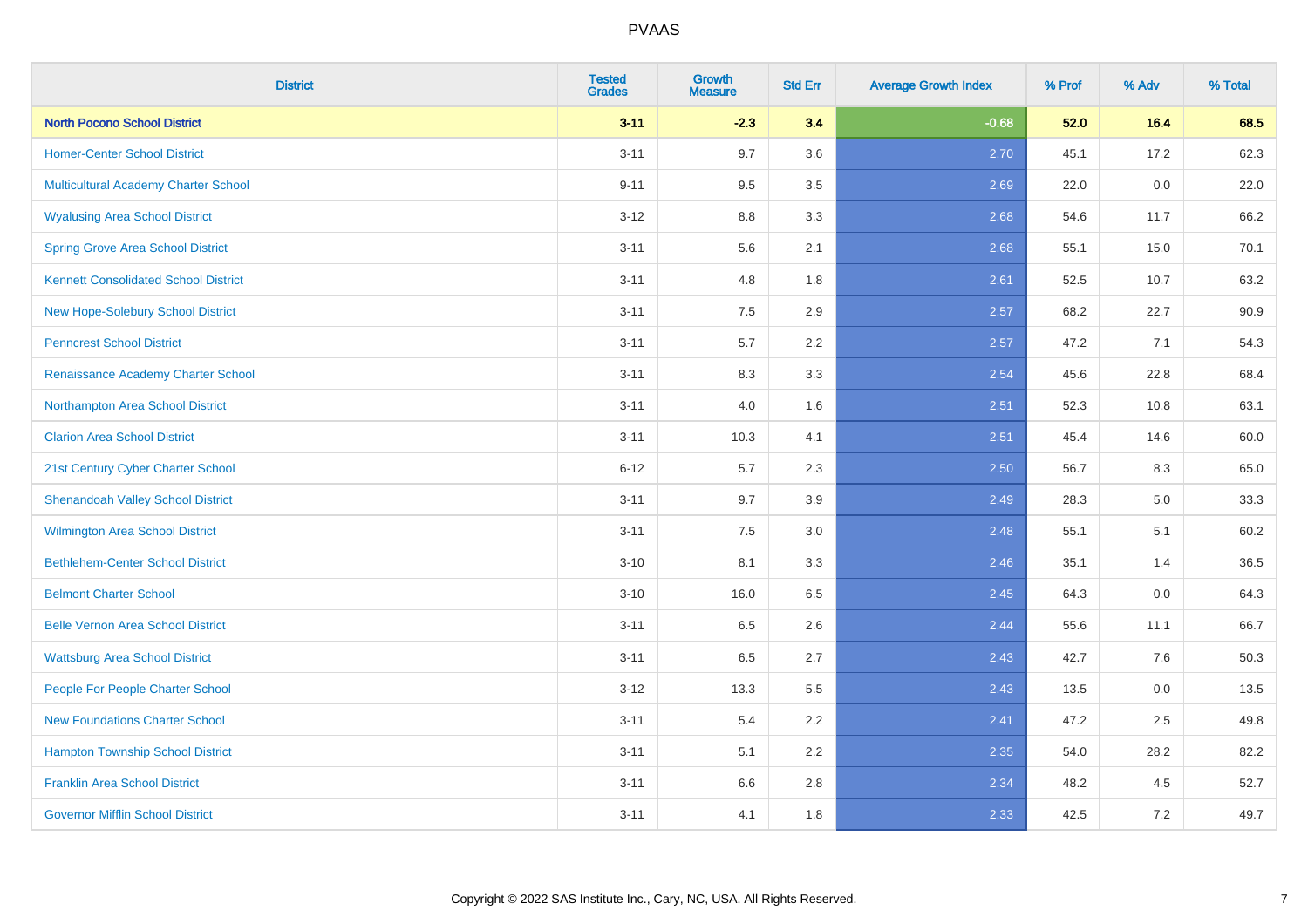PVAAS

| District | Tested Grades | Growth Measure | Std Err | Average Growth Index | % Prof | % Adv | % Total |
|---|---|---|---|---|---|---|---|
| **North Pocono School District** | **3-11** | **-2.3** | **3.4** | **-0.68** | **52.0** | **16.4** | **68.5** |
| Homer-Center School District | 3-11 | 9.7 | 3.6 | 2.70 | 45.1 | 17.2 | 62.3 |
| Multicultural Academy Charter School | 9-11 | 9.5 | 3.5 | 2.69 | 22.0 | 0.0 | 22.0 |
| Wyalusing Area School District | 3-12 | 8.8 | 3.3 | 2.68 | 54.6 | 11.7 | 66.2 |
| Spring Grove Area School District | 3-11 | 5.6 | 2.1 | 2.68 | 55.1 | 15.0 | 70.1 |
| Kennett Consolidated School District | 3-11 | 4.8 | 1.8 | 2.61 | 52.5 | 10.7 | 63.2 |
| New Hope-Solebury School District | 3-11 | 7.5 | 2.9 | 2.57 | 68.2 | 22.7 | 90.9 |
| Penncrest School District | 3-11 | 5.7 | 2.2 | 2.57 | 47.2 | 7.1 | 54.3 |
| Renaissance Academy Charter School | 3-11 | 8.3 | 3.3 | 2.54 | 45.6 | 22.8 | 68.4 |
| Northampton Area School District | 3-11 | 4.0 | 1.6 | 2.51 | 52.3 | 10.8 | 63.1 |
| Clarion Area School District | 3-11 | 10.3 | 4.1 | 2.51 | 45.4 | 14.6 | 60.0 |
| 21st Century Cyber Charter School | 6-12 | 5.7 | 2.3 | 2.50 | 56.7 | 8.3 | 65.0 |
| Shenandoah Valley School District | 3-11 | 9.7 | 3.9 | 2.49 | 28.3 | 5.0 | 33.3 |
| Wilmington Area School District | 3-11 | 7.5 | 3.0 | 2.48 | 55.1 | 5.1 | 60.2 |
| Bethlehem-Center School District | 3-10 | 8.1 | 3.3 | 2.46 | 35.1 | 1.4 | 36.5 |
| Belmont Charter School | 3-10 | 16.0 | 6.5 | 2.45 | 64.3 | 0.0 | 64.3 |
| Belle Vernon Area School District | 3-11 | 6.5 | 2.6 | 2.44 | 55.6 | 11.1 | 66.7 |
| Wattsburg Area School District | 3-11 | 6.5 | 2.7 | 2.43 | 42.7 | 7.6 | 50.3 |
| People For People Charter School | 3-12 | 13.3 | 5.5 | 2.43 | 13.5 | 0.0 | 13.5 |
| New Foundations Charter School | 3-11 | 5.4 | 2.2 | 2.41 | 47.2 | 2.5 | 49.8 |
| Hampton Township School District | 3-11 | 5.1 | 2.2 | 2.35 | 54.0 | 28.2 | 82.2 |
| Franklin Area School District | 3-11 | 6.6 | 2.8 | 2.34 | 48.2 | 4.5 | 52.7 |
| Governor Mifflin School District | 3-11 | 4.1 | 1.8 | 2.33 | 42.5 | 7.2 | 49.7 |

Copyright © 2022 SAS Institute Inc., Cary, NC, USA. All Rights Reserved.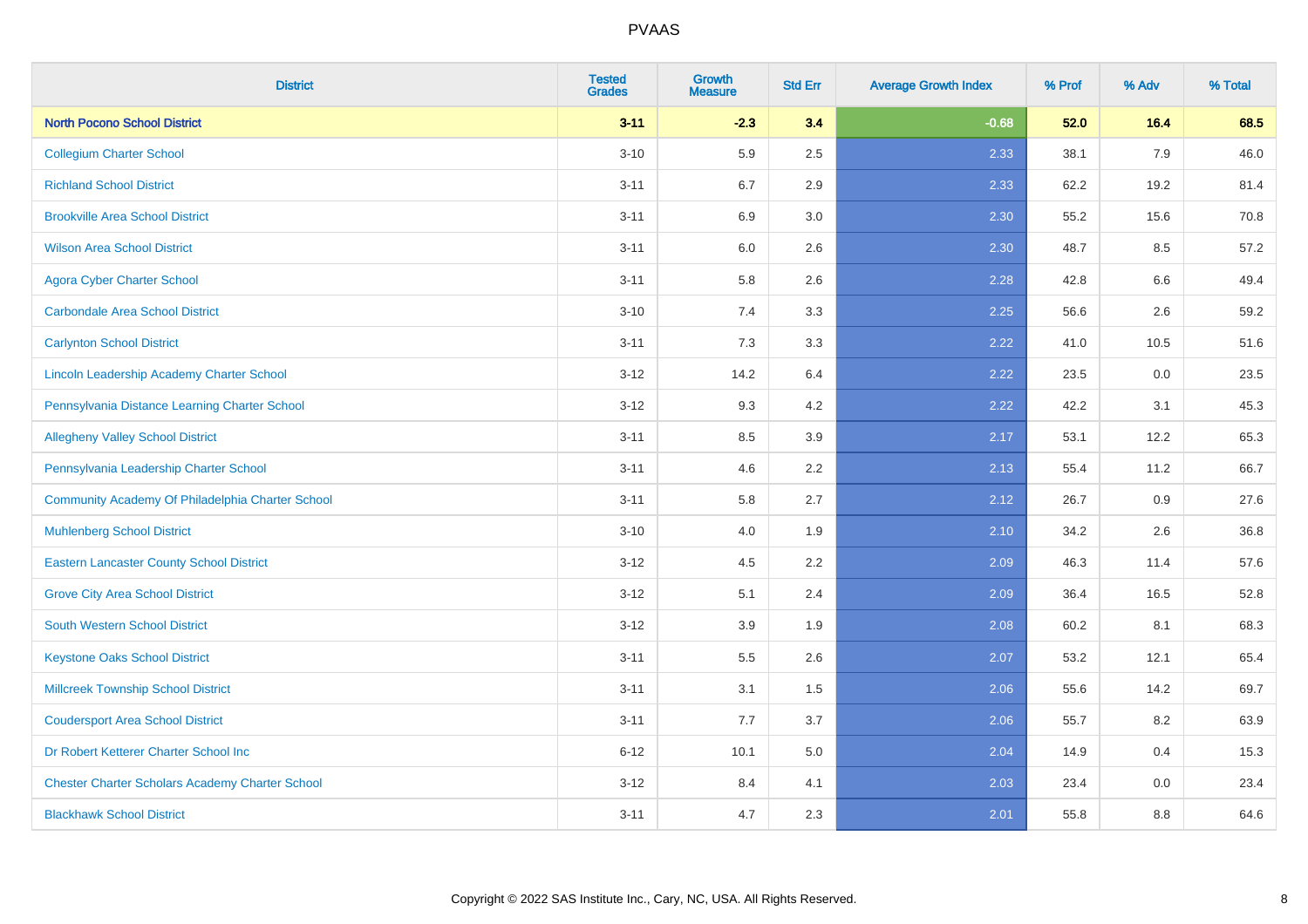| District | Tested Grades | Growth Measure | Std Err | Average Growth Index | % Prof | % Adv | % Total |
|---|---|---|---|---|---|---|---|
| **North Pocono School District** | **3-11** | **-2.3** | **3.4** | **-0.68** | **52.0** | **16.4** | **68.5** |
| Collegium Charter School | 3-10 | 5.9 | 2.5 | 2.33 | 38.1 | 7.9 | 46.0 |
| Richland School District | 3-11 | 6.7 | 2.9 | 2.33 | 62.2 | 19.2 | 81.4 |
| Brookville Area School District | 3-11 | 6.9 | 3.0 | 2.30 | 55.2 | 15.6 | 70.8 |
| Wilson Area School District | 3-11 | 6.0 | 2.6 | 2.30 | 48.7 | 8.5 | 57.2 |
| Agora Cyber Charter School | 3-11 | 5.8 | 2.6 | 2.28 | 42.8 | 6.6 | 49.4 |
| Carbondale Area School District | 3-10 | 7.4 | 3.3 | 2.25 | 56.6 | 2.6 | 59.2 |
| Carlynton School District | 3-11 | 7.3 | 3.3 | 2.22 | 41.0 | 10.5 | 51.6 |
| Lincoln Leadership Academy Charter School | 3-12 | 14.2 | 6.4 | 2.22 | 23.5 | 0.0 | 23.5 |
| Pennsylvania Distance Learning Charter School | 3-12 | 9.3 | 4.2 | 2.22 | 42.2 | 3.1 | 45.3 |
| Allegheny Valley School District | 3-11 | 8.5 | 3.9 | 2.17 | 53.1 | 12.2 | 65.3 |
| Pennsylvania Leadership Charter School | 3-11 | 4.6 | 2.2 | 2.13 | 55.4 | 11.2 | 66.7 |
| Community Academy Of Philadelphia Charter School | 3-11 | 5.8 | 2.7 | 2.12 | 26.7 | 0.9 | 27.6 |
| Muhlenberg School District | 3-10 | 4.0 | 1.9 | 2.10 | 34.2 | 2.6 | 36.8 |
| Eastern Lancaster County School District | 3-12 | 4.5 | 2.2 | 2.09 | 46.3 | 11.4 | 57.6 |
| Grove City Area School District | 3-12 | 5.1 | 2.4 | 2.09 | 36.4 | 16.5 | 52.8 |
| South Western School District | 3-12 | 3.9 | 1.9 | 2.08 | 60.2 | 8.1 | 68.3 |
| Keystone Oaks School District | 3-11 | 5.5 | 2.6 | 2.07 | 53.2 | 12.1 | 65.4 |
| Millcreek Township School District | 3-11 | 3.1 | 1.5 | 2.06 | 55.6 | 14.2 | 69.7 |
| Coudersport Area School District | 3-11 | 7.7 | 3.7 | 2.06 | 55.7 | 8.2 | 63.9 |
| Dr Robert Ketterer Charter School Inc | 6-12 | 10.1 | 5.0 | 2.04 | 14.9 | 0.4 | 15.3 |
| Chester Charter Scholars Academy Charter School | 3-12 | 8.4 | 4.1 | 2.03 | 23.4 | 0.0 | 23.4 |
| Blackhawk School District | 3-11 | 4.7 | 2.3 | 2.01 | 55.8 | 8.8 | 64.6 |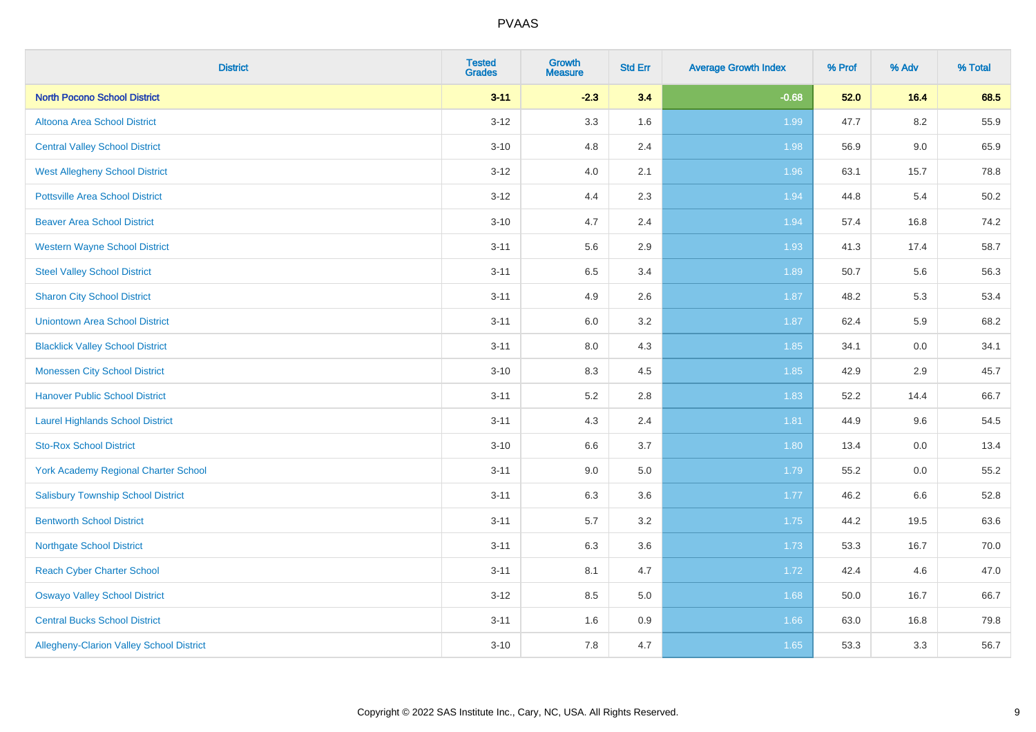| District | Tested Grades | Growth Measure | Std Err | Average Growth Index | % Prof | % Adv | % Total |
|---|---|---|---|---|---|---|---|
| **North Pocono School District** | **3-11** | **-2.3** | **3.4** | **-0.68** | **52.0** | **16.4** | **68.5** |
| Altoona Area School District | 3-12 | 3.3 | 1.6 | 1.99 | 47.7 | 8.2 | 55.9 |
| Central Valley School District | 3-10 | 4.8 | 2.4 | 1.98 | 56.9 | 9.0 | 65.9 |
| West Allegheny School District | 3-12 | 4.0 | 2.1 | 1.96 | 63.1 | 15.7 | 78.8 |
| Pottsville Area School District | 3-12 | 4.4 | 2.3 | 1.94 | 44.8 | 5.4 | 50.2 |
| Beaver Area School District | 3-10 | 4.7 | 2.4 | 1.94 | 57.4 | 16.8 | 74.2 |
| Western Wayne School District | 3-11 | 5.6 | 2.9 | 1.93 | 41.3 | 17.4 | 58.7 |
| Steel Valley School District | 3-11 | 6.5 | 3.4 | 1.89 | 50.7 | 5.6 | 56.3 |
| Sharon City School District | 3-11 | 4.9 | 2.6 | 1.87 | 48.2 | 5.3 | 53.4 |
| Uniontown Area School District | 3-11 | 6.0 | 3.2 | 1.87 | 62.4 | 5.9 | 68.2 |
| Blacklick Valley School District | 3-11 | 8.0 | 4.3 | 1.85 | 34.1 | 0.0 | 34.1 |
| Monessen City School District | 3-10 | 8.3 | 4.5 | 1.85 | 42.9 | 2.9 | 45.7 |
| Hanover Public School District | 3-11 | 5.2 | 2.8 | 1.83 | 52.2 | 14.4 | 66.7 |
| Laurel Highlands School District | 3-11 | 4.3 | 2.4 | 1.81 | 44.9 | 9.6 | 54.5 |
| Sto-Rox School District | 3-10 | 6.6 | 3.7 | 1.80 | 13.4 | 0.0 | 13.4 |
| York Academy Regional Charter School | 3-11 | 9.0 | 5.0 | 1.79 | 55.2 | 0.0 | 55.2 |
| Salisbury Township School District | 3-11 | 6.3 | 3.6 | 1.77 | 46.2 | 6.6 | 52.8 |
| Bentworth School District | 3-11 | 5.7 | 3.2 | 1.75 | 44.2 | 19.5 | 63.6 |
| Northgate School District | 3-11 | 6.3 | 3.6 | 1.73 | 53.3 | 16.7 | 70.0 |
| Reach Cyber Charter School | 3-11 | 8.1 | 4.7 | 1.72 | 42.4 | 4.6 | 47.0 |
| Oswayo Valley School District | 3-12 | 8.5 | 5.0 | 1.68 | 50.0 | 16.7 | 66.7 |
| Central Bucks School District | 3-11 | 1.6 | 0.9 | 1.66 | 63.0 | 16.8 | 79.8 |
| Allegheny-Clarion Valley School District | 3-10 | 7.8 | 4.7 | 1.65 | 53.3 | 3.3 | 56.7 |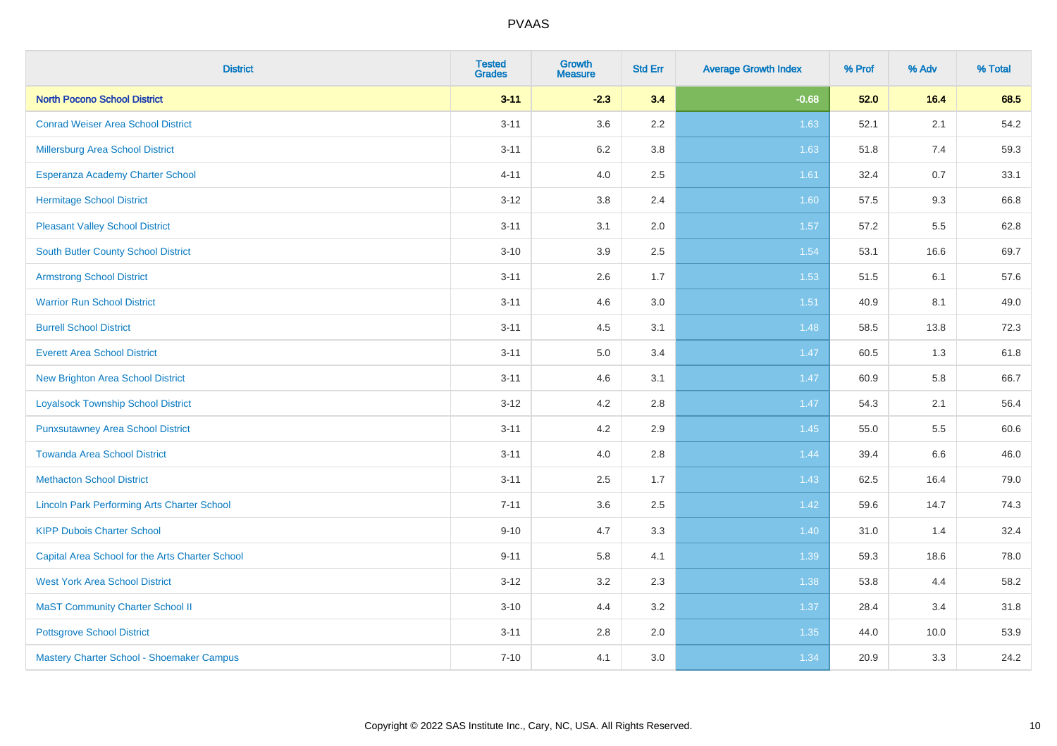# PVAAS

| District | Tested Grades | Growth Measure | Std Err | Average Growth Index | % Prof | % Adv | % Total |
|---|---|---|---|---|---|---|---|
| **North Pocono School District** | **3-11** | **-2.3** | **3.4** | **-0.68** | **52.0** | **16.4** | **68.5** |
| Conrad Weiser Area School District | 3-11 | 3.6 | 2.2 | 1.63 | 52.1 | 2.1 | 54.2 |
| Millersburg Area School District | 3-11 | 6.2 | 3.8 | 1.63 | 51.8 | 7.4 | 59.3 |
| Esperanza Academy Charter School | 4-11 | 4.0 | 2.5 | 1.61 | 32.4 | 0.7 | 33.1 |
| Hermitage School District | 3-12 | 3.8 | 2.4 | 1.60 | 57.5 | 9.3 | 66.8 |
| Pleasant Valley School District | 3-11 | 3.1 | 2.0 | 1.57 | 57.2 | 5.5 | 62.8 |
| South Butler County School District | 3-10 | 3.9 | 2.5 | 1.54 | 53.1 | 16.6 | 69.7 |
| Armstrong School District | 3-11 | 2.6 | 1.7 | 1.53 | 51.5 | 6.1 | 57.6 |
| Warrior Run School District | 3-11 | 4.6 | 3.0 | 1.51 | 40.9 | 8.1 | 49.0 |
| Burrell School District | 3-11 | 4.5 | 3.1 | 1.48 | 58.5 | 13.8 | 72.3 |
| Everett Area School District | 3-11 | 5.0 | 3.4 | 1.47 | 60.5 | 1.3 | 61.8 |
| New Brighton Area School District | 3-11 | 4.6 | 3.1 | 1.47 | 60.9 | 5.8 | 66.7 |
| Loyalsock Township School District | 3-12 | 4.2 | 2.8 | 1.47 | 54.3 | 2.1 | 56.4 |
| Punxsutawney Area School District | 3-11 | 4.2 | 2.9 | 1.45 | 55.0 | 5.5 | 60.6 |
| Towanda Area School District | 3-11 | 4.0 | 2.8 | 1.44 | 39.4 | 6.6 | 46.0 |
| Methacton School District | 3-11 | 2.5 | 1.7 | 1.43 | 62.5 | 16.4 | 79.0 |
| Lincoln Park Performing Arts Charter School | 7-11 | 3.6 | 2.5 | 1.42 | 59.6 | 14.7 | 74.3 |
| KIPP Dubois Charter School | 9-10 | 4.7 | 3.3 | 1.40 | 31.0 | 1.4 | 32.4 |
| Capital Area School for the Arts Charter School | 9-11 | 5.8 | 4.1 | 1.39 | 59.3 | 18.6 | 78.0 |
| West York Area School District | 3-12 | 3.2 | 2.3 | 1.38 | 53.8 | 4.4 | 58.2 |
| MaST Community Charter School II | 3-10 | 4.4 | 3.2 | 1.37 | 28.4 | 3.4 | 31.8 |
| Pottsgrove School District | 3-11 | 2.8 | 2.0 | 1.35 | 44.0 | 10.0 | 53.9 |
| Mastery Charter School - Shoemaker Campus | 7-10 | 4.1 | 3.0 | 1.34 | 20.9 | 3.3 | 24.2 |

Copyright © 2022 SAS Institute Inc., Cary, NC, USA. All Rights Reserved.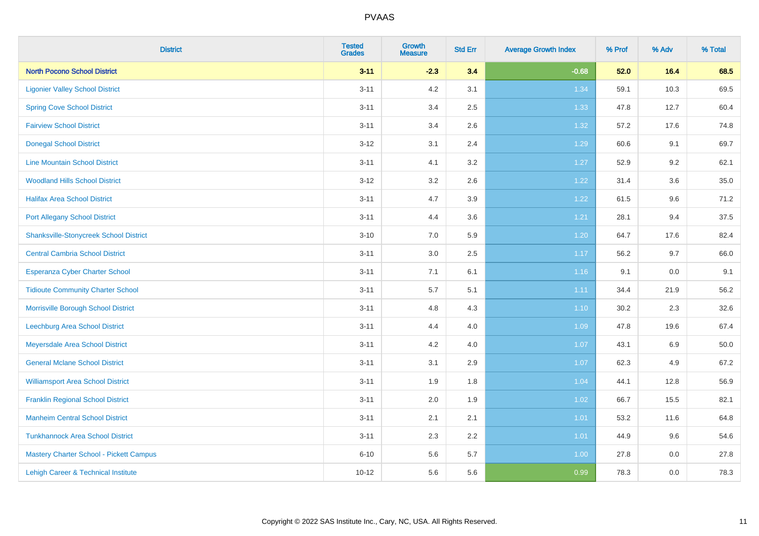# PVAAS

| District | Tested Grades | Growth Measure | Std Err | Average Growth Index | % Prof | % Adv | % Total |
|---|---|---|---|---|---|---|---|
| **North Pocono School District** | **3-11** | **-2.3** | **3.4** | **-0.68** | **52.0** | **16.4** | **68.5** |
| Ligonier Valley School District | 3-11 | 4.2 | 3.1 | 1.34 | 59.1 | 10.3 | 69.5 |
| Spring Cove School District | 3-11 | 3.4 | 2.5 | 1.33 | 47.8 | 12.7 | 60.4 |
| Fairview School District | 3-11 | 3.4 | 2.6 | 1.32 | 57.2 | 17.6 | 74.8 |
| Donegal School District | 3-12 | 3.1 | 2.4 | 1.29 | 60.6 | 9.1 | 69.7 |
| Line Mountain School District | 3-11 | 4.1 | 3.2 | 1.27 | 52.9 | 9.2 | 62.1 |
| Woodland Hills School District | 3-12 | 3.2 | 2.6 | 1.22 | 31.4 | 3.6 | 35.0 |
| Halifax Area School District | 3-11 | 4.7 | 3.9 | 1.22 | 61.5 | 9.6 | 71.2 |
| Port Allegany School District | 3-11 | 4.4 | 3.6 | 1.21 | 28.1 | 9.4 | 37.5 |
| Shanksville-Stonycreek School District | 3-10 | 7.0 | 5.9 | 1.20 | 64.7 | 17.6 | 82.4 |
| Central Cambria School District | 3-11 | 3.0 | 2.5 | 1.17 | 56.2 | 9.7 | 66.0 |
| Esperanza Cyber Charter School | 3-11 | 7.1 | 6.1 | 1.16 | 9.1 | 0.0 | 9.1 |
| Tidioute Community Charter School | 3-11 | 5.7 | 5.1 | 1.11 | 34.4 | 21.9 | 56.2 |
| Morrisville Borough School District | 3-11 | 4.8 | 4.3 | 1.10 | 30.2 | 2.3 | 32.6 |
| Leechburg Area School District | 3-11 | 4.4 | 4.0 | 1.09 | 47.8 | 19.6 | 67.4 |
| Meyersdale Area School District | 3-11 | 4.2 | 4.0 | 1.07 | 43.1 | 6.9 | 50.0 |
| General Mclane School District | 3-11 | 3.1 | 2.9 | 1.07 | 62.3 | 4.9 | 67.2 |
| Williamsport Area School District | 3-11 | 1.9 | 1.8 | 1.04 | 44.1 | 12.8 | 56.9 |
| Franklin Regional School District | 3-11 | 2.0 | 1.9 | 1.02 | 66.7 | 15.5 | 82.1 |
| Manheim Central School District | 3-11 | 2.1 | 2.1 | 1.01 | 53.2 | 11.6 | 64.8 |
| Tunkhannock Area School District | 3-11 | 2.3 | 2.2 | 1.01 | 44.9 | 9.6 | 54.6 |
| Mastery Charter School - Pickett Campus | 6-10 | 5.6 | 5.7 | 1.00 | 27.8 | 0.0 | 27.8 |
| Lehigh Career & Technical Institute | 10-12 | 5.6 | 5.6 | 0.99 | 78.3 | 0.0 | 78.3 |

Copyright © 2022 SAS Institute Inc., Cary, NC, USA. All Rights Reserved.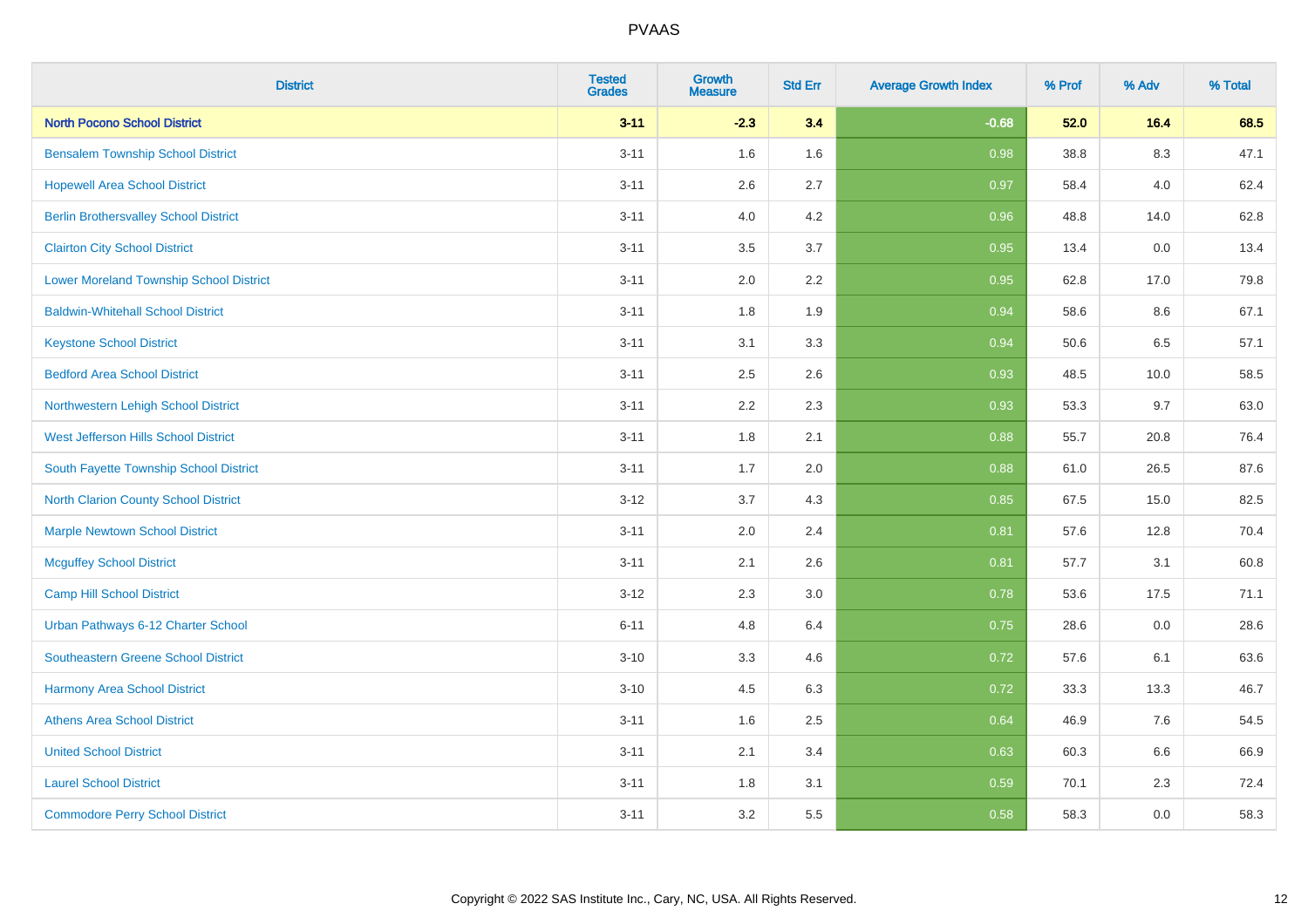# PVAAS

| District | Tested Grades | Growth Measure | Std Err | Average Growth Index | % Prof | % Adv | % Total |
|---|---|---|---|---|---|---|---|
| **North Pocono School District** | **3-11** | **-2.3** | **3.4** | **-0.68** | **52.0** | **16.4** | **68.5** |
| Bensalem Township School District | 3-11 | 1.6 | 1.6 | 0.98 | 38.8 | 8.3 | 47.1 |
| Hopewell Area School District | 3-11 | 2.6 | 2.7 | 0.97 | 58.4 | 4.0 | 62.4 |
| Berlin Brothersvalley School District | 3-11 | 4.0 | 4.2 | 0.96 | 48.8 | 14.0 | 62.8 |
| Clairton City School District | 3-11 | 3.5 | 3.7 | 0.95 | 13.4 | 0.0 | 13.4 |
| Lower Moreland Township School District | 3-11 | 2.0 | 2.2 | 0.95 | 62.8 | 17.0 | 79.8 |
| Baldwin-Whitehall School District | 3-11 | 1.8 | 1.9 | 0.94 | 58.6 | 8.6 | 67.1 |
| Keystone School District | 3-11 | 3.1 | 3.3 | 0.94 | 50.6 | 6.5 | 57.1 |
| Bedford Area School District | 3-11 | 2.5 | 2.6 | 0.93 | 48.5 | 10.0 | 58.5 |
| Northwestern Lehigh School District | 3-11 | 2.2 | 2.3 | 0.93 | 53.3 | 9.7 | 63.0 |
| West Jefferson Hills School District | 3-11 | 1.8 | 2.1 | 0.88 | 55.7 | 20.8 | 76.4 |
| South Fayette Township School District | 3-11 | 1.7 | 2.0 | 0.88 | 61.0 | 26.5 | 87.6 |
| North Clarion County School District | 3-12 | 3.7 | 4.3 | 0.85 | 67.5 | 15.0 | 82.5 |
| Marple Newtown School District | 3-11 | 2.0 | 2.4 | 0.81 | 57.6 | 12.8 | 70.4 |
| Mcguffey School District | 3-11 | 2.1 | 2.6 | 0.81 | 57.7 | 3.1 | 60.8 |
| Camp Hill School District | 3-12 | 2.3 | 3.0 | 0.78 | 53.6 | 17.5 | 71.1 |
| Urban Pathways 6-12 Charter School | 6-11 | 4.8 | 6.4 | 0.75 | 28.6 | 0.0 | 28.6 |
| Southeastern Greene School District | 3-10 | 3.3 | 4.6 | 0.72 | 57.6 | 6.1 | 63.6 |
| Harmony Area School District | 3-10 | 4.5 | 6.3 | 0.72 | 33.3 | 13.3 | 46.7 |
| Athens Area School District | 3-11 | 1.6 | 2.5 | 0.64 | 46.9 | 7.6 | 54.5 |
| United School District | 3-11 | 2.1 | 3.4 | 0.63 | 60.3 | 6.6 | 66.9 |
| Laurel School District | 3-11 | 1.8 | 3.1 | 0.59 | 70.1 | 2.3 | 72.4 |
| Commodore Perry School District | 3-11 | 3.2 | 5.5 | 0.58 | 58.3 | 0.0 | 58.3 |

Copyright © 2022 SAS Institute Inc., Cary, NC, USA. All Rights Reserved.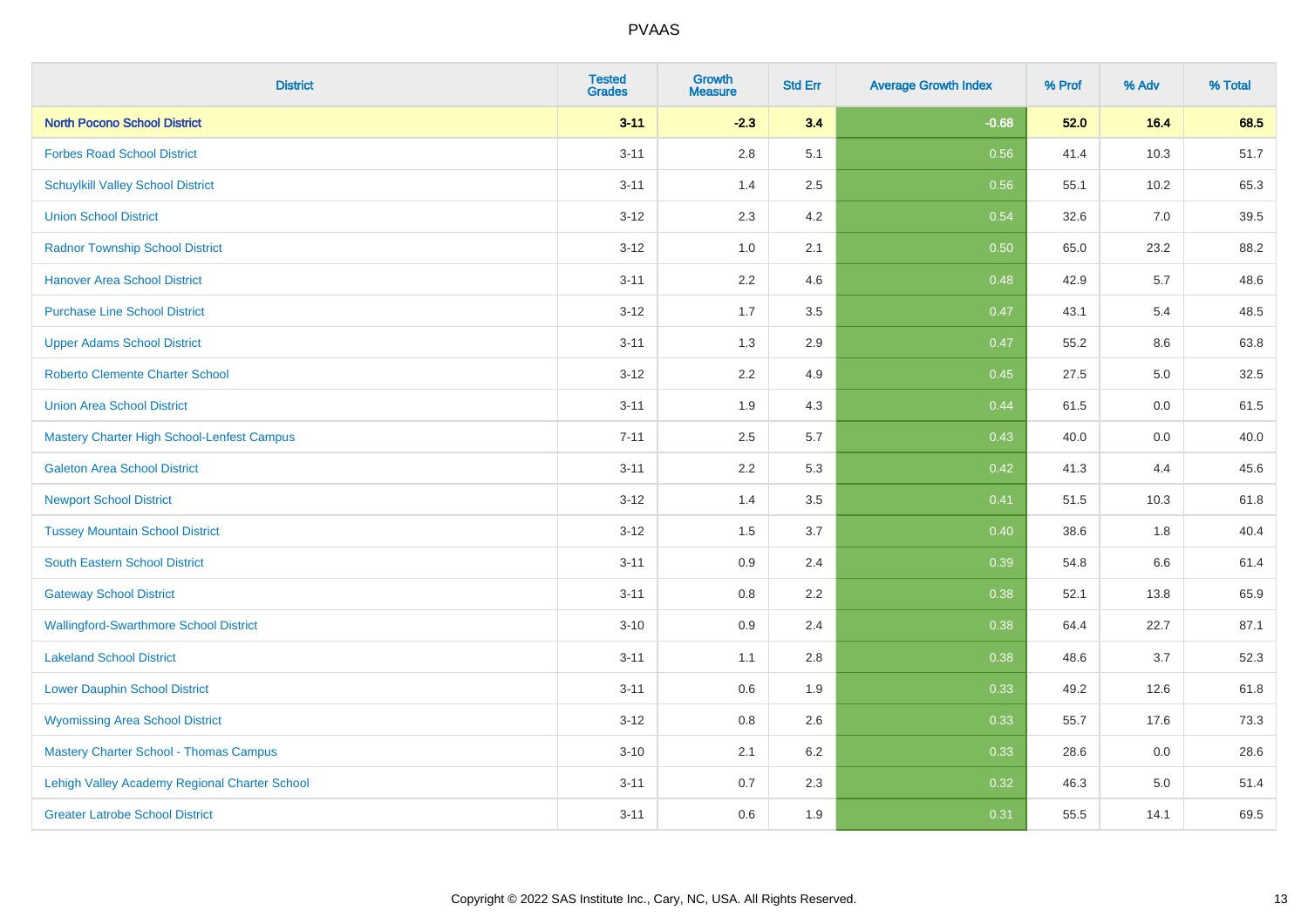# PVAAS

| District | Tested Grades | Growth Measure | Std Err | Average Growth Index | % Prof | % Adv | % Total |
|---|---|---|---|---|---|---|---|
| **North Pocono School District** | **3-11** | **-2.3** | **3.4** | **-0.68** | **52.0** | **16.4** | **68.5** |
| Forbes Road School District | 3-11 | 2.8 | 5.1 | 0.56 | 41.4 | 10.3 | 51.7 |
| Schuylkill Valley School District | 3-11 | 1.4 | 2.5 | 0.56 | 55.1 | 10.2 | 65.3 |
| Union School District | 3-12 | 2.3 | 4.2 | 0.54 | 32.6 | 7.0 | 39.5 |
| Radnor Township School District | 3-12 | 1.0 | 2.1 | 0.50 | 65.0 | 23.2 | 88.2 |
| Hanover Area School District | 3-11 | 2.2 | 4.6 | 0.48 | 42.9 | 5.7 | 48.6 |
| Purchase Line School District | 3-12 | 1.7 | 3.5 | 0.47 | 43.1 | 5.4 | 48.5 |
| Upper Adams School District | 3-11 | 1.3 | 2.9 | 0.47 | 55.2 | 8.6 | 63.8 |
| Roberto Clemente Charter School | 3-12 | 2.2 | 4.9 | 0.45 | 27.5 | 5.0 | 32.5 |
| Union Area School District | 3-11 | 1.9 | 4.3 | 0.44 | 61.5 | 0.0 | 61.5 |
| Mastery Charter High School-Lenfest Campus | 7-11 | 2.5 | 5.7 | 0.43 | 40.0 | 0.0 | 40.0 |
| Galeton Area School District | 3-11 | 2.2 | 5.3 | 0.42 | 41.3 | 4.4 | 45.6 |
| Newport School District | 3-12 | 1.4 | 3.5 | 0.41 | 51.5 | 10.3 | 61.8 |
| Tussey Mountain School District | 3-12 | 1.5 | 3.7 | 0.40 | 38.6 | 1.8 | 40.4 |
| South Eastern School District | 3-11 | 0.9 | 2.4 | 0.39 | 54.8 | 6.6 | 61.4 |
| Gateway School District | 3-11 | 0.8 | 2.2 | 0.38 | 52.1 | 13.8 | 65.9 |
| Wallingford-Swarthmore School District | 3-10 | 0.9 | 2.4 | 0.38 | 64.4 | 22.7 | 87.1 |
| Lakeland School District | 3-11 | 1.1 | 2.8 | 0.38 | 48.6 | 3.7 | 52.3 |
| Lower Dauphin School District | 3-11 | 0.6 | 1.9 | 0.33 | 49.2 | 12.6 | 61.8 |
| Wyomissing Area School District | 3-12 | 0.8 | 2.6 | 0.33 | 55.7 | 17.6 | 73.3 |
| Mastery Charter School - Thomas Campus | 3-10 | 2.1 | 6.2 | 0.33 | 28.6 | 0.0 | 28.6 |
| Lehigh Valley Academy Regional Charter School | 3-11 | 0.7 | 2.3 | 0.32 | 46.3 | 5.0 | 51.4 |
| Greater Latrobe School District | 3-11 | 0.6 | 1.9 | 0.31 | 55.5 | 14.1 | 69.5 |

Copyright © 2022 SAS Institute Inc., Cary, NC, USA. All Rights Reserved.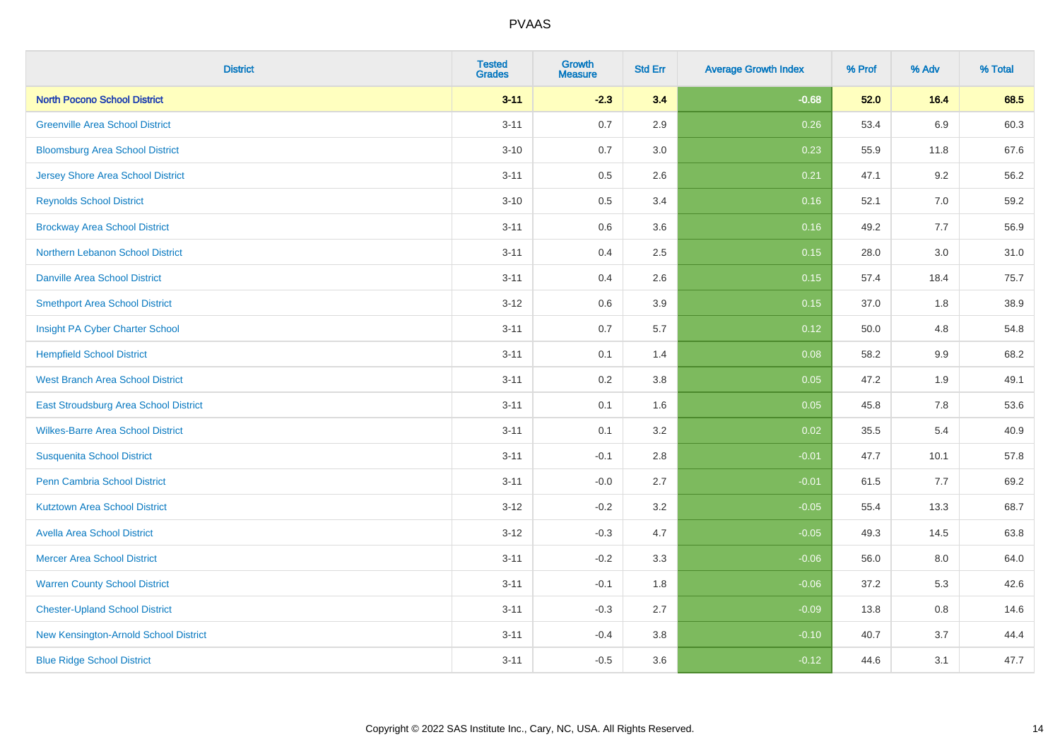| District | Tested Grades | Growth Measure | Std Err | Average Growth Index | % Prof | % Adv | % Total |
|---|---|---|---|---|---|---|---|
| **North Pocono School District** | **3-11** | **-2.3** | **3.4** | **-0.68** | **52.0** | **16.4** | **68.5** |
| Greenville Area School District | 3-11 | 0.7 | 2.9 | 0.26 | 53.4 | 6.9 | 60.3 |
| Bloomsburg Area School District | 3-10 | 0.7 | 3.0 | 0.23 | 55.9 | 11.8 | 67.6 |
| Jersey Shore Area School District | 3-11 | 0.5 | 2.6 | 0.21 | 47.1 | 9.2 | 56.2 |
| Reynolds School District | 3-10 | 0.5 | 3.4 | 0.16 | 52.1 | 7.0 | 59.2 |
| Brockway Area School District | 3-11 | 0.6 | 3.6 | 0.16 | 49.2 | 7.7 | 56.9 |
| Northern Lebanon School District | 3-11 | 0.4 | 2.5 | 0.15 | 28.0 | 3.0 | 31.0 |
| Danville Area School District | 3-11 | 0.4 | 2.6 | 0.15 | 57.4 | 18.4 | 75.7 |
| Smethport Area School District | 3-12 | 0.6 | 3.9 | 0.15 | 37.0 | 1.8 | 38.9 |
| Insight PA Cyber Charter School | 3-11 | 0.7 | 5.7 | 0.12 | 50.0 | 4.8 | 54.8 |
| Hempfield School District | 3-11 | 0.1 | 1.4 | 0.08 | 58.2 | 9.9 | 68.2 |
| West Branch Area School District | 3-11 | 0.2 | 3.8 | 0.05 | 47.2 | 1.9 | 49.1 |
| East Stroudsburg Area School District | 3-11 | 0.1 | 1.6 | 0.05 | 45.8 | 7.8 | 53.6 |
| Wilkes-Barre Area School District | 3-11 | 0.1 | 3.2 | 0.02 | 35.5 | 5.4 | 40.9 |
| Susquenita School District | 3-11 | -0.1 | 2.8 | -0.01 | 47.7 | 10.1 | 57.8 |
| Penn Cambria School District | 3-11 | -0.0 | 2.7 | -0.01 | 61.5 | 7.7 | 69.2 |
| Kutztown Area School District | 3-12 | -0.2 | 3.2 | -0.05 | 55.4 | 13.3 | 68.7 |
| Avella Area School District | 3-12 | -0.3 | 4.7 | -0.05 | 49.3 | 14.5 | 63.8 |
| Mercer Area School District | 3-11 | -0.2 | 3.3 | -0.06 | 56.0 | 8.0 | 64.0 |
| Warren County School District | 3-11 | -0.1 | 1.8 | -0.06 | 37.2 | 5.3 | 42.6 |
| Chester-Upland School District | 3-11 | -0.3 | 2.7 | -0.09 | 13.8 | 0.8 | 14.6 |
| New Kensington-Arnold School District | 3-11 | -0.4 | 3.8 | -0.10 | 40.7 | 3.7 | 44.4 |
| Blue Ridge School District | 3-11 | -0.5 | 3.6 | -0.12 | 44.6 | 3.1 | 47.7 |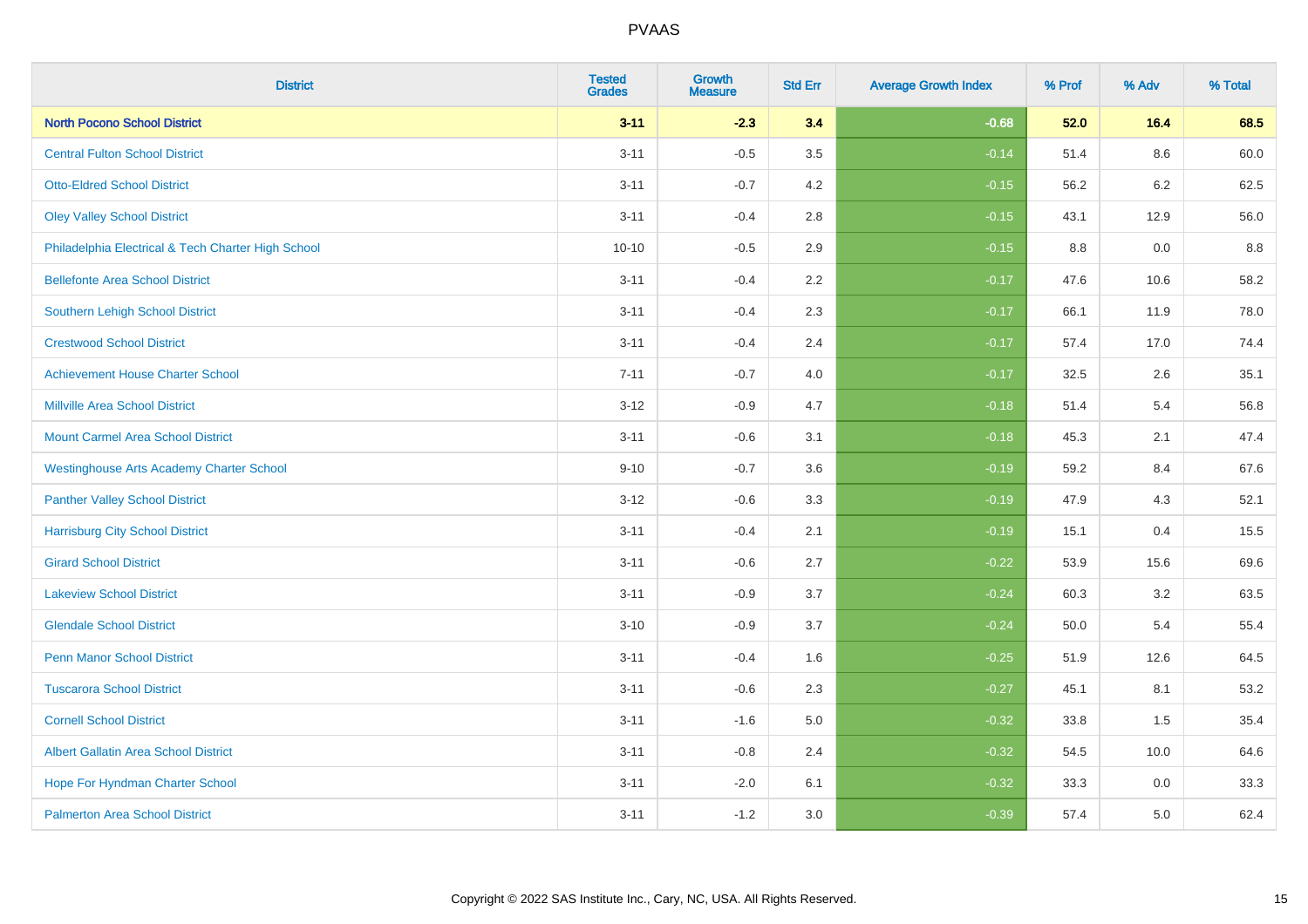# PVAAS

| District | Tested Grades | Growth Measure | Std Err | Average Growth Index | % Prof | % Adv | % Total |
|---|---|---|---|---|---|---|---|
| **North Pocono School District** | **3-11** | **-2.3** | **3.4** | **-0.68** | **52.0** | **16.4** | **68.5** |
| Central Fulton School District | 3-11 | -0.5 | 3.5 | -0.14 | 51.4 | 8.6 | 60.0 |
| Otto-Eldred School District | 3-11 | -0.7 | 4.2 | -0.15 | 56.2 | 6.2 | 62.5 |
| Oley Valley School District | 3-11 | -0.4 | 2.8 | -0.15 | 43.1 | 12.9 | 56.0 |
| Philadelphia Electrical & Tech Charter High School | 10-10 | -0.5 | 2.9 | -0.15 | 8.8 | 0.0 | 8.8 |
| Bellefonte Area School District | 3-11 | -0.4 | 2.2 | -0.17 | 47.6 | 10.6 | 58.2 |
| Southern Lehigh School District | 3-11 | -0.4 | 2.3 | -0.17 | 66.1 | 11.9 | 78.0 |
| Crestwood School District | 3-11 | -0.4 | 2.4 | -0.17 | 57.4 | 17.0 | 74.4 |
| Achievement House Charter School | 7-11 | -0.7 | 4.0 | -0.17 | 32.5 | 2.6 | 35.1 |
| Millville Area School District | 3-12 | -0.9 | 4.7 | -0.18 | 51.4 | 5.4 | 56.8 |
| Mount Carmel Area School District | 3-11 | -0.6 | 3.1 | -0.18 | 45.3 | 2.1 | 47.4 |
| Westinghouse Arts Academy Charter School | 9-10 | -0.7 | 3.6 | -0.19 | 59.2 | 8.4 | 67.6 |
| Panther Valley School District | 3-12 | -0.6 | 3.3 | -0.19 | 47.9 | 4.3 | 52.1 |
| Harrisburg City School District | 3-11 | -0.4 | 2.1 | -0.19 | 15.1 | 0.4 | 15.5 |
| Girard School District | 3-11 | -0.6 | 2.7 | -0.22 | 53.9 | 15.6 | 69.6 |
| Lakeview School District | 3-11 | -0.9 | 3.7 | -0.24 | 60.3 | 3.2 | 63.5 |
| Glendale School District | 3-10 | -0.9 | 3.7 | -0.24 | 50.0 | 5.4 | 55.4 |
| Penn Manor School District | 3-11 | -0.4 | 1.6 | -0.25 | 51.9 | 12.6 | 64.5 |
| Tuscarora School District | 3-11 | -0.6 | 2.3 | -0.27 | 45.1 | 8.1 | 53.2 |
| Cornell School District | 3-11 | -1.6 | 5.0 | -0.32 | 33.8 | 1.5 | 35.4 |
| Albert Gallatin Area School District | 3-11 | -0.8 | 2.4 | -0.32 | 54.5 | 10.0 | 64.6 |
| Hope For Hyndman Charter School | 3-11 | -2.0 | 6.1 | -0.32 | 33.3 | 0.0 | 33.3 |
| Palmerton Area School District | 3-11 | -1.2 | 3.0 | -0.39 | 57.4 | 5.0 | 62.4 |

Copyright © 2022 SAS Institute Inc., Cary, NC, USA. All Rights Reserved.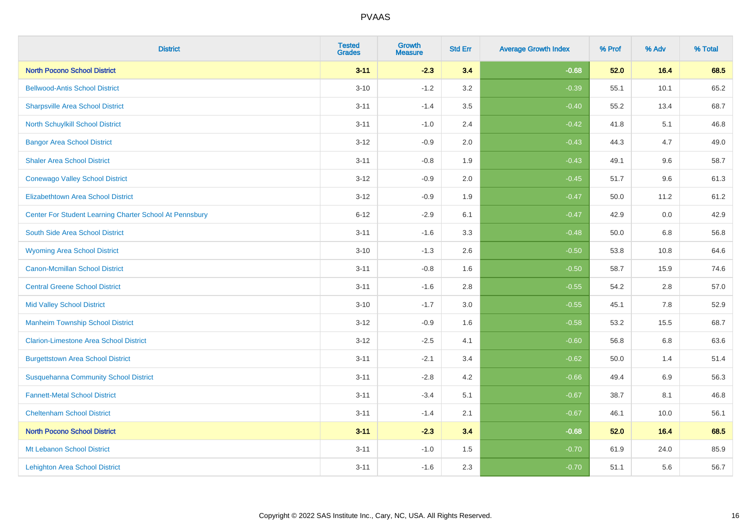# PVAAS

| District | Tested Grades | Growth Measure | Std Err | Average Growth Index | % Prof | % Adv | % Total |
|---|---|---|---|---|---|---|---|
| **North Pocono School District** | **3-11** | **-2.3** | **3.4** | **-0.68** | **52.0** | **16.4** | **68.5** |
| Bellwood-Antis School District | 3-10 | -1.2 | 3.2 | -0.39 | 55.1 | 10.1 | 65.2 |
| Sharpsville Area School District | 3-11 | -1.4 | 3.5 | -0.40 | 55.2 | 13.4 | 68.7 |
| North Schuylkill School District | 3-11 | -1.0 | 2.4 | -0.42 | 41.8 | 5.1 | 46.8 |
| Bangor Area School District | 3-12 | -0.9 | 2.0 | -0.43 | 44.3 | 4.7 | 49.0 |
| Shaler Area School District | 3-11 | -0.8 | 1.9 | -0.43 | 49.1 | 9.6 | 58.7 |
| Conewago Valley School District | 3-12 | -0.9 | 2.0 | -0.45 | 51.7 | 9.6 | 61.3 |
| Elizabethtown Area School District | 3-12 | -0.9 | 1.9 | -0.47 | 50.0 | 11.2 | 61.2 |
| Center For Student Learning Charter School At Pennsbury | 6-12 | -2.9 | 6.1 | -0.47 | 42.9 | 0.0 | 42.9 |
| South Side Area School District | 3-11 | -1.6 | 3.3 | -0.48 | 50.0 | 6.8 | 56.8 |
| Wyoming Area School District | 3-10 | -1.3 | 2.6 | -0.50 | 53.8 | 10.8 | 64.6 |
| Canon-Mcmillan School District | 3-11 | -0.8 | 1.6 | -0.50 | 58.7 | 15.9 | 74.6 |
| Central Greene School District | 3-11 | -1.6 | 2.8 | -0.55 | 54.2 | 2.8 | 57.0 |
| Mid Valley School District | 3-10 | -1.7 | 3.0 | -0.55 | 45.1 | 7.8 | 52.9 |
| Manheim Township School District | 3-12 | -0.9 | 1.6 | -0.58 | 53.2 | 15.5 | 68.7 |
| Clarion-Limestone Area School District | 3-12 | -2.5 | 4.1 | -0.60 | 56.8 | 6.8 | 63.6 |
| Burgettstown Area School District | 3-11 | -2.1 | 3.4 | -0.62 | 50.0 | 1.4 | 51.4 |
| Susquehanna Community School District | 3-11 | -2.8 | 4.2 | -0.66 | 49.4 | 6.9 | 56.3 |
| Fannett-Metal School District | 3-11 | -3.4 | 5.1 | -0.67 | 38.7 | 8.1 | 46.8 |
| Cheltenham School District | 3-11 | -1.4 | 2.1 | -0.67 | 46.1 | 10.0 | 56.1 |
| **North Pocono School District** | **3-11** | **-2.3** | **3.4** | **-0.68** | **52.0** | **16.4** | **68.5** |
| Mt Lebanon School District | 3-11 | -1.0 | 1.5 | -0.70 | 61.9 | 24.0 | 85.9 |
| Lehighton Area School District | 3-11 | -1.6 | 2.3 | -0.70 | 51.1 | 5.6 | 56.7 |

Copyright © 2022 SAS Institute Inc., Cary, NC, USA. All Rights Reserved.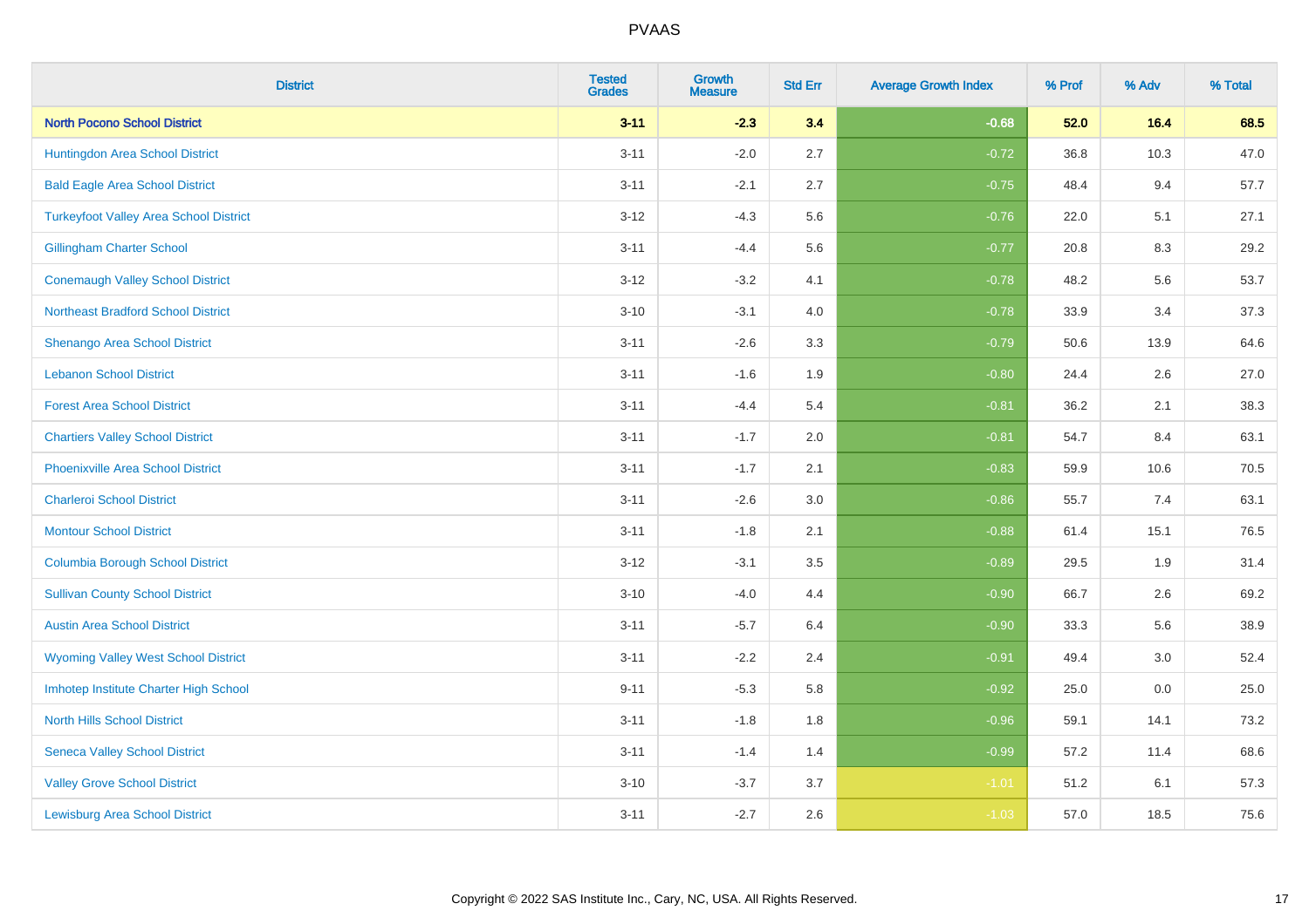# PVAAS

| District | Tested Grades | Growth Measure | Std Err | Average Growth Index | % Prof | % Adv | % Total |
|---|---|---|---|---|---|---|---|
| **North Pocono School District** | **3-11** | **-2.3** | **3.4** | **-0.68** | **52.0** | **16.4** | **68.5** |
| Huntingdon Area School District | 3-11 | -2.0 | 2.7 | -0.72 | 36.8 | 10.3 | 47.0 |
| Bald Eagle Area School District | 3-11 | -2.1 | 2.7 | -0.75 | 48.4 | 9.4 | 57.7 |
| Turkeyfoot Valley Area School District | 3-12 | -4.3 | 5.6 | -0.76 | 22.0 | 5.1 | 27.1 |
| Gillingham Charter School | 3-11 | -4.4 | 5.6 | -0.77 | 20.8 | 8.3 | 29.2 |
| Conemaugh Valley School District | 3-12 | -3.2 | 4.1 | -0.78 | 48.2 | 5.6 | 53.7 |
| Northeast Bradford School District | 3-10 | -3.1 | 4.0 | -0.78 | 33.9 | 3.4 | 37.3 |
| Shenango Area School District | 3-11 | -2.6 | 3.3 | -0.79 | 50.6 | 13.9 | 64.6 |
| Lebanon School District | 3-11 | -1.6 | 1.9 | -0.80 | 24.4 | 2.6 | 27.0 |
| Forest Area School District | 3-11 | -4.4 | 5.4 | -0.81 | 36.2 | 2.1 | 38.3 |
| Chartiers Valley School District | 3-11 | -1.7 | 2.0 | -0.81 | 54.7 | 8.4 | 63.1 |
| Phoenixville Area School District | 3-11 | -1.7 | 2.1 | -0.83 | 59.9 | 10.6 | 70.5 |
| Charleroi School District | 3-11 | -2.6 | 3.0 | -0.86 | 55.7 | 7.4 | 63.1 |
| Montour School District | 3-11 | -1.8 | 2.1 | -0.88 | 61.4 | 15.1 | 76.5 |
| Columbia Borough School District | 3-12 | -3.1 | 3.5 | -0.89 | 29.5 | 1.9 | 31.4 |
| Sullivan County School District | 3-10 | -4.0 | 4.4 | -0.90 | 66.7 | 2.6 | 69.2 |
| Austin Area School District | 3-11 | -5.7 | 6.4 | -0.90 | 33.3 | 5.6 | 38.9 |
| Wyoming Valley West School District | 3-11 | -2.2 | 2.4 | -0.91 | 49.4 | 3.0 | 52.4 |
| Imhotep Institute Charter High School | 9-11 | -5.3 | 5.8 | -0.92 | 25.0 | 0.0 | 25.0 |
| North Hills School District | 3-11 | -1.8 | 1.8 | -0.96 | 59.1 | 14.1 | 73.2 |
| Seneca Valley School District | 3-11 | -1.4 | 1.4 | -0.99 | 57.2 | 11.4 | 68.6 |
| Valley Grove School District | 3-10 | -3.7 | 3.7 | -1.01 | 51.2 | 6.1 | 57.3 |
| Lewisburg Area School District | 3-11 | -2.7 | 2.6 | -1.03 | 57.0 | 18.5 | 75.6 |

Copyright © 2022 SAS Institute Inc., Cary, NC, USA. All Rights Reserved.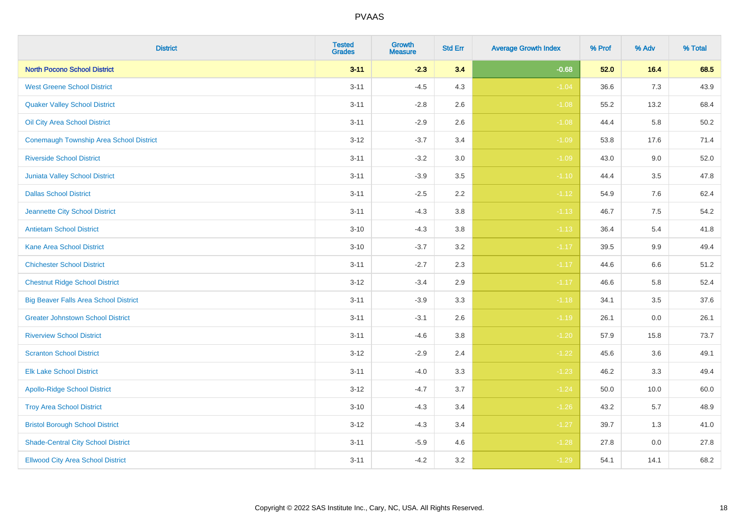| District | Tested Grades | Growth Measure | Std Err | Average Growth Index | % Prof | % Adv | % Total |
|---|---|---|---|---|---|---|---|
| **North Pocono School District** | **3-11** | **-2.3** | **3.4** | **-0.68** | **52.0** | **16.4** | **68.5** |
| West Greene School District | 3-11 | -4.5 | 4.3 | -1.04 | 36.6 | 7.3 | 43.9 |
| Quaker Valley School District | 3-11 | -2.8 | 2.6 | -1.08 | 55.2 | 13.2 | 68.4 |
| Oil City Area School District | 3-11 | -2.9 | 2.6 | -1.08 | 44.4 | 5.8 | 50.2 |
| Conemaugh Township Area School District | 3-12 | -3.7 | 3.4 | -1.09 | 53.8 | 17.6 | 71.4 |
| Riverside School District | 3-11 | -3.2 | 3.0 | -1.09 | 43.0 | 9.0 | 52.0 |
| Juniata Valley School District | 3-11 | -3.9 | 3.5 | -1.10 | 44.4 | 3.5 | 47.8 |
| Dallas School District | 3-11 | -2.5 | 2.2 | -1.12 | 54.9 | 7.6 | 62.4 |
| Jeannette City School District | 3-11 | -4.3 | 3.8 | -1.13 | 46.7 | 7.5 | 54.2 |
| Antietam School District | 3-10 | -4.3 | 3.8 | -1.13 | 36.4 | 5.4 | 41.8 |
| Kane Area School District | 3-10 | -3.7 | 3.2 | -1.17 | 39.5 | 9.9 | 49.4 |
| Chichester School District | 3-11 | -2.7 | 2.3 | -1.17 | 44.6 | 6.6 | 51.2 |
| Chestnut Ridge School District | 3-12 | -3.4 | 2.9 | -1.17 | 46.6 | 5.8 | 52.4 |
| Big Beaver Falls Area School District | 3-11 | -3.9 | 3.3 | -1.18 | 34.1 | 3.5 | 37.6 |
| Greater Johnstown School District | 3-11 | -3.1 | 2.6 | -1.19 | 26.1 | 0.0 | 26.1 |
| Riverview School District | 3-11 | -4.6 | 3.8 | -1.20 | 57.9 | 15.8 | 73.7 |
| Scranton School District | 3-12 | -2.9 | 2.4 | -1.22 | 45.6 | 3.6 | 49.1 |
| Elk Lake School District | 3-11 | -4.0 | 3.3 | -1.23 | 46.2 | 3.3 | 49.4 |
| Apollo-Ridge School District | 3-12 | -4.7 | 3.7 | -1.24 | 50.0 | 10.0 | 60.0 |
| Troy Area School District | 3-10 | -4.3 | 3.4 | -1.26 | 43.2 | 5.7 | 48.9 |
| Bristol Borough School District | 3-12 | -4.3 | 3.4 | -1.27 | 39.7 | 1.3 | 41.0 |
| Shade-Central City School District | 3-11 | -5.9 | 4.6 | -1.28 | 27.8 | 0.0 | 27.8 |
| Ellwood City Area School District | 3-11 | -4.2 | 3.2 | -1.29 | 54.1 | 14.1 | 68.2 |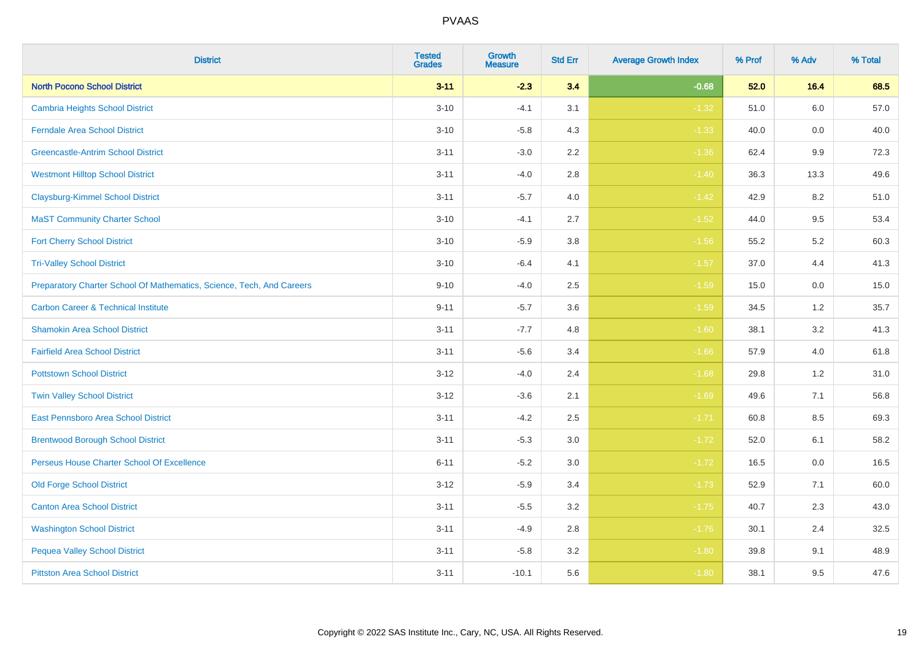PVAAS

| District | Tested Grades | Growth Measure | Std Err | Average Growth Index | % Prof | % Adv | % Total |
|---|---|---|---|---|---|---|---|
| **North Pocono School District** | **3-11** | **-2.3** | **3.4** | **-0.68** | **52.0** | **16.4** | **68.5** |
| Cambria Heights School District | 3-10 | -4.1 | 3.1 | -1.32 | 51.0 | 6.0 | 57.0 |
| Ferndale Area School District | 3-10 | -5.8 | 4.3 | -1.33 | 40.0 | 0.0 | 40.0 |
| Greencastle-Antrim School District | 3-11 | -3.0 | 2.2 | -1.36 | 62.4 | 9.9 | 72.3 |
| Westmont Hilltop School District | 3-11 | -4.0 | 2.8 | -1.40 | 36.3 | 13.3 | 49.6 |
| Claysburg-Kimmel School District | 3-11 | -5.7 | 4.0 | -1.42 | 42.9 | 8.2 | 51.0 |
| MaST Community Charter School | 3-10 | -4.1 | 2.7 | -1.52 | 44.0 | 9.5 | 53.4 |
| Fort Cherry School District | 3-10 | -5.9 | 3.8 | -1.56 | 55.2 | 5.2 | 60.3 |
| Tri-Valley School District | 3-10 | -6.4 | 4.1 | -1.57 | 37.0 | 4.4 | 41.3 |
| Preparatory Charter School Of Mathematics, Science, Tech, And Careers | 9-10 | -4.0 | 2.5 | -1.59 | 15.0 | 0.0 | 15.0 |
| Carbon Career & Technical Institute | 9-11 | -5.7 | 3.6 | -1.59 | 34.5 | 1.2 | 35.7 |
| Shamokin Area School District | 3-11 | -7.7 | 4.8 | -1.60 | 38.1 | 3.2 | 41.3 |
| Fairfield Area School District | 3-11 | -5.6 | 3.4 | -1.66 | 57.9 | 4.0 | 61.8 |
| Pottstown School District | 3-12 | -4.0 | 2.4 | -1.68 | 29.8 | 1.2 | 31.0 |
| Twin Valley School District | 3-12 | -3.6 | 2.1 | -1.69 | 49.6 | 7.1 | 56.8 |
| East Pennsboro Area School District | 3-11 | -4.2 | 2.5 | -1.71 | 60.8 | 8.5 | 69.3 |
| Brentwood Borough School District | 3-11 | -5.3 | 3.0 | -1.72 | 52.0 | 6.1 | 58.2 |
| Perseus House Charter School Of Excellence | 6-11 | -5.2 | 3.0 | -1.72 | 16.5 | 0.0 | 16.5 |
| Old Forge School District | 3-12 | -5.9 | 3.4 | -1.73 | 52.9 | 7.1 | 60.0 |
| Canton Area School District | 3-11 | -5.5 | 3.2 | -1.75 | 40.7 | 2.3 | 43.0 |
| Washington School District | 3-11 | -4.9 | 2.8 | -1.76 | 30.1 | 2.4 | 32.5 |
| Pequea Valley School District | 3-11 | -5.8 | 3.2 | -1.80 | 39.8 | 9.1 | 48.9 |
| Pittston Area School District | 3-11 | -10.1 | 5.6 | -1.80 | 38.1 | 9.5 | 47.6 |

Copyright © 2022 SAS Institute Inc., Cary, NC, USA. All Rights Reserved.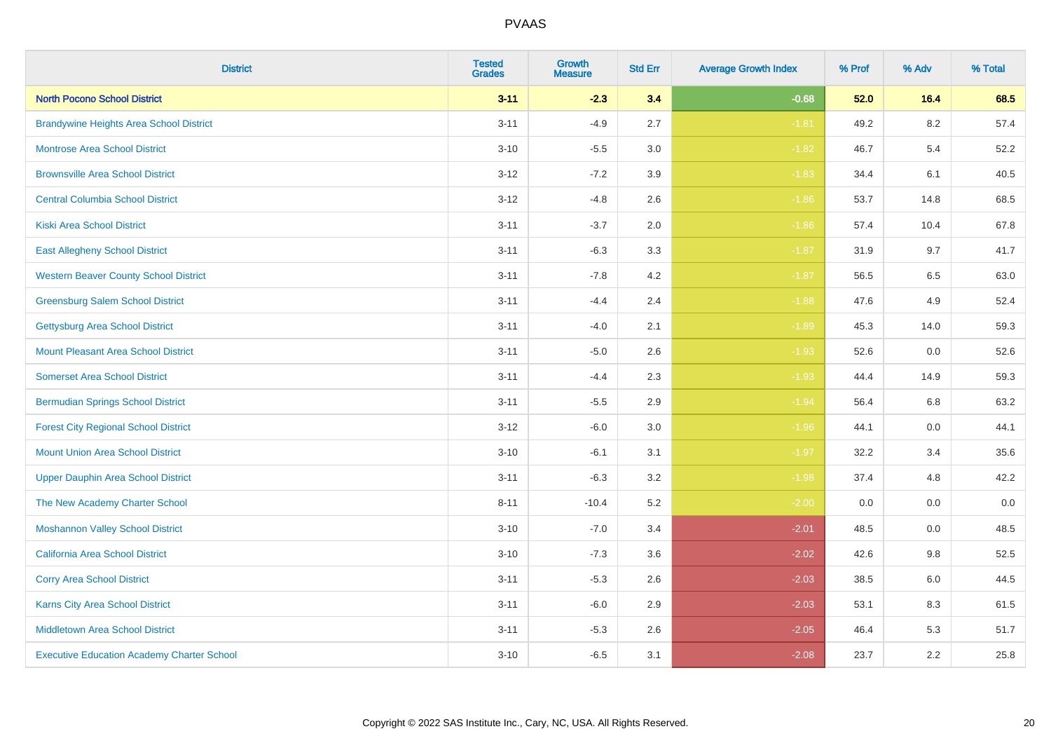| District | Tested Grades | Growth Measure | Std Err | Average Growth Index | % Prof | % Adv | % Total |
|---|---|---|---|---|---|---|---|
| **North Pocono School District** | **3-11** | **-2.3** | **3.4** | **-0.68** | **52.0** | **16.4** | **68.5** |
| Brandywine Heights Area School District | 3-11 | -4.9 | 2.7 | -1.81 | 49.2 | 8.2 | 57.4 |
| Montrose Area School District | 3-10 | -5.5 | 3.0 | -1.82 | 46.7 | 5.4 | 52.2 |
| Brownsville Area School District | 3-12 | -7.2 | 3.9 | -1.83 | 34.4 | 6.1 | 40.5 |
| Central Columbia School District | 3-12 | -4.8 | 2.6 | -1.86 | 53.7 | 14.8 | 68.5 |
| Kiski Area School District | 3-11 | -3.7 | 2.0 | -1.86 | 57.4 | 10.4 | 67.8 |
| East Allegheny School District | 3-11 | -6.3 | 3.3 | -1.87 | 31.9 | 9.7 | 41.7 |
| Western Beaver County School District | 3-11 | -7.8 | 4.2 | -1.87 | 56.5 | 6.5 | 63.0 |
| Greensburg Salem School District | 3-11 | -4.4 | 2.4 | -1.88 | 47.6 | 4.9 | 52.4 |
| Gettysburg Area School District | 3-11 | -4.0 | 2.1 | -1.89 | 45.3 | 14.0 | 59.3 |
| Mount Pleasant Area School District | 3-11 | -5.0 | 2.6 | -1.93 | 52.6 | 0.0 | 52.6 |
| Somerset Area School District | 3-11 | -4.4 | 2.3 | -1.93 | 44.4 | 14.9 | 59.3 |
| Bermudian Springs School District | 3-11 | -5.5 | 2.9 | -1.94 | 56.4 | 6.8 | 63.2 |
| Forest City Regional School District | 3-12 | -6.0 | 3.0 | -1.96 | 44.1 | 0.0 | 44.1 |
| Mount Union Area School District | 3-10 | -6.1 | 3.1 | -1.97 | 32.2 | 3.4 | 35.6 |
| Upper Dauphin Area School District | 3-11 | -6.3 | 3.2 | -1.98 | 37.4 | 4.8 | 42.2 |
| The New Academy Charter School | 8-11 | -10.4 | 5.2 | -2.00 | 0.0 | 0.0 | 0.0 |
| Moshannon Valley School District | 3-10 | -7.0 | 3.4 | -2.01 | 48.5 | 0.0 | 48.5 |
| California Area School District | 3-10 | -7.3 | 3.6 | -2.02 | 42.6 | 9.8 | 52.5 |
| Corry Area School District | 3-11 | -5.3 | 2.6 | -2.03 | 38.5 | 6.0 | 44.5 |
| Karns City Area School District | 3-11 | -6.0 | 2.9 | -2.03 | 53.1 | 8.3 | 61.5 |
| Middletown Area School District | 3-11 | -5.3 | 2.6 | -2.05 | 46.4 | 5.3 | 51.7 |
| Executive Education Academy Charter School | 3-10 | -6.5 | 3.1 | -2.08 | 23.7 | 2.2 | 25.8 |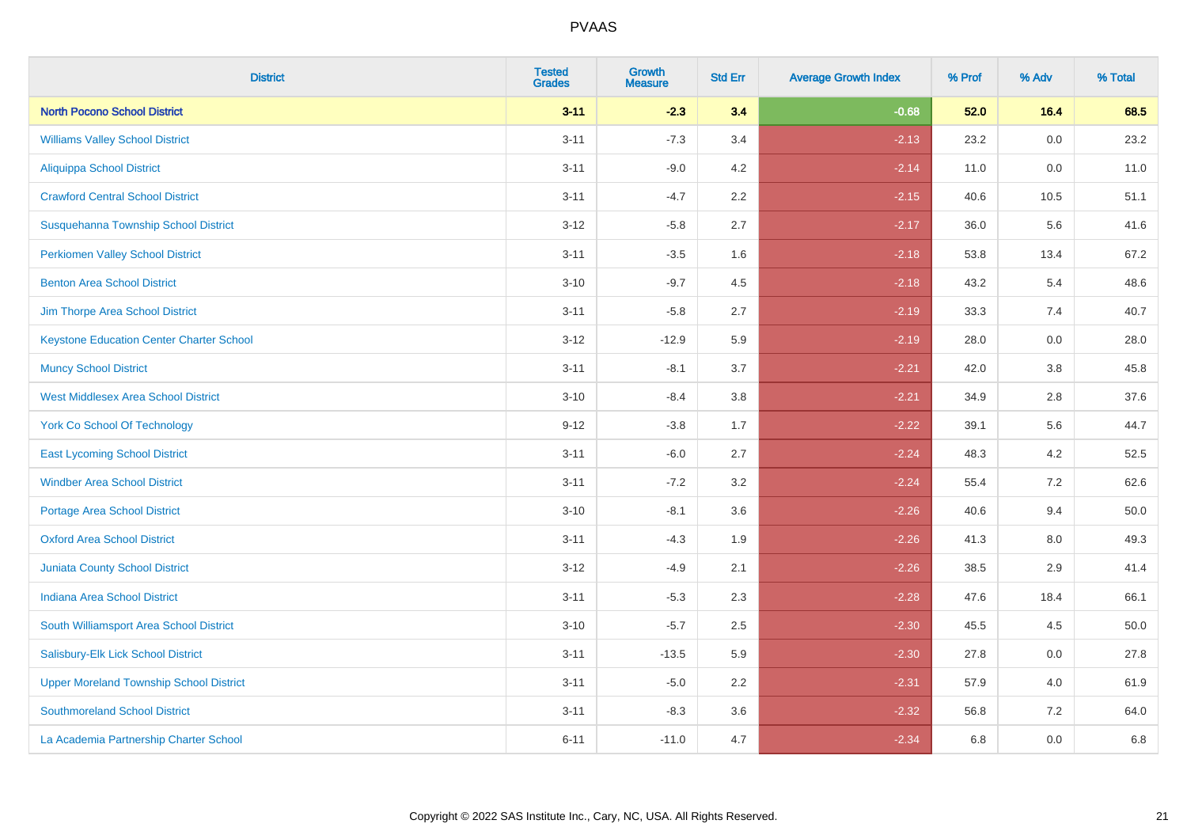| District | Tested Grades | Growth Measure | Std Err | Average Growth Index | % Prof | % Adv | % Total |
|---|---|---|---|---|---|---|---|
| **North Pocono School District** | **3-11** | **-2.3** | **3.4** | **-0.68** | **52.0** | **16.4** | **68.5** |
| Williams Valley School District | 3-11 | -7.3 | 3.4 | -2.13 | 23.2 | 0.0 | 23.2 |
| Aliquippa School District | 3-11 | -9.0 | 4.2 | -2.14 | 11.0 | 0.0 | 11.0 |
| Crawford Central School District | 3-11 | -4.7 | 2.2 | -2.15 | 40.6 | 10.5 | 51.1 |
| Susquehanna Township School District | 3-12 | -5.8 | 2.7 | -2.17 | 36.0 | 5.6 | 41.6 |
| Perkiomen Valley School District | 3-11 | -3.5 | 1.6 | -2.18 | 53.8 | 13.4 | 67.2 |
| Benton Area School District | 3-10 | -9.7 | 4.5 | -2.18 | 43.2 | 5.4 | 48.6 |
| Jim Thorpe Area School District | 3-11 | -5.8 | 2.7 | -2.19 | 33.3 | 7.4 | 40.7 |
| Keystone Education Center Charter School | 3-12 | -12.9 | 5.9 | -2.19 | 28.0 | 0.0 | 28.0 |
| Muncy School District | 3-11 | -8.1 | 3.7 | -2.21 | 42.0 | 3.8 | 45.8 |
| West Middlesex Area School District | 3-10 | -8.4 | 3.8 | -2.21 | 34.9 | 2.8 | 37.6 |
| York Co School Of Technology | 9-12 | -3.8 | 1.7 | -2.22 | 39.1 | 5.6 | 44.7 |
| East Lycoming School District | 3-11 | -6.0 | 2.7 | -2.24 | 48.3 | 4.2 | 52.5 |
| Windber Area School District | 3-11 | -7.2 | 3.2 | -2.24 | 55.4 | 7.2 | 62.6 |
| Portage Area School District | 3-10 | -8.1 | 3.6 | -2.26 | 40.6 | 9.4 | 50.0 |
| Oxford Area School District | 3-11 | -4.3 | 1.9 | -2.26 | 41.3 | 8.0 | 49.3 |
| Juniata County School District | 3-12 | -4.9 | 2.1 | -2.26 | 38.5 | 2.9 | 41.4 |
| Indiana Area School District | 3-11 | -5.3 | 2.3 | -2.28 | 47.6 | 18.4 | 66.1 |
| South Williamsport Area School District | 3-10 | -5.7 | 2.5 | -2.30 | 45.5 | 4.5 | 50.0 |
| Salisbury-Elk Lick School District | 3-11 | -13.5 | 5.9 | -2.30 | 27.8 | 0.0 | 27.8 |
| Upper Moreland Township School District | 3-11 | -5.0 | 2.2 | -2.31 | 57.9 | 4.0 | 61.9 |
| Southmoreland School District | 3-11 | -8.3 | 3.6 | -2.32 | 56.8 | 7.2 | 64.0 |
| La Academia Partnership Charter School | 6-11 | -11.0 | 4.7 | -2.34 | 6.8 | 0.0 | 6.8 |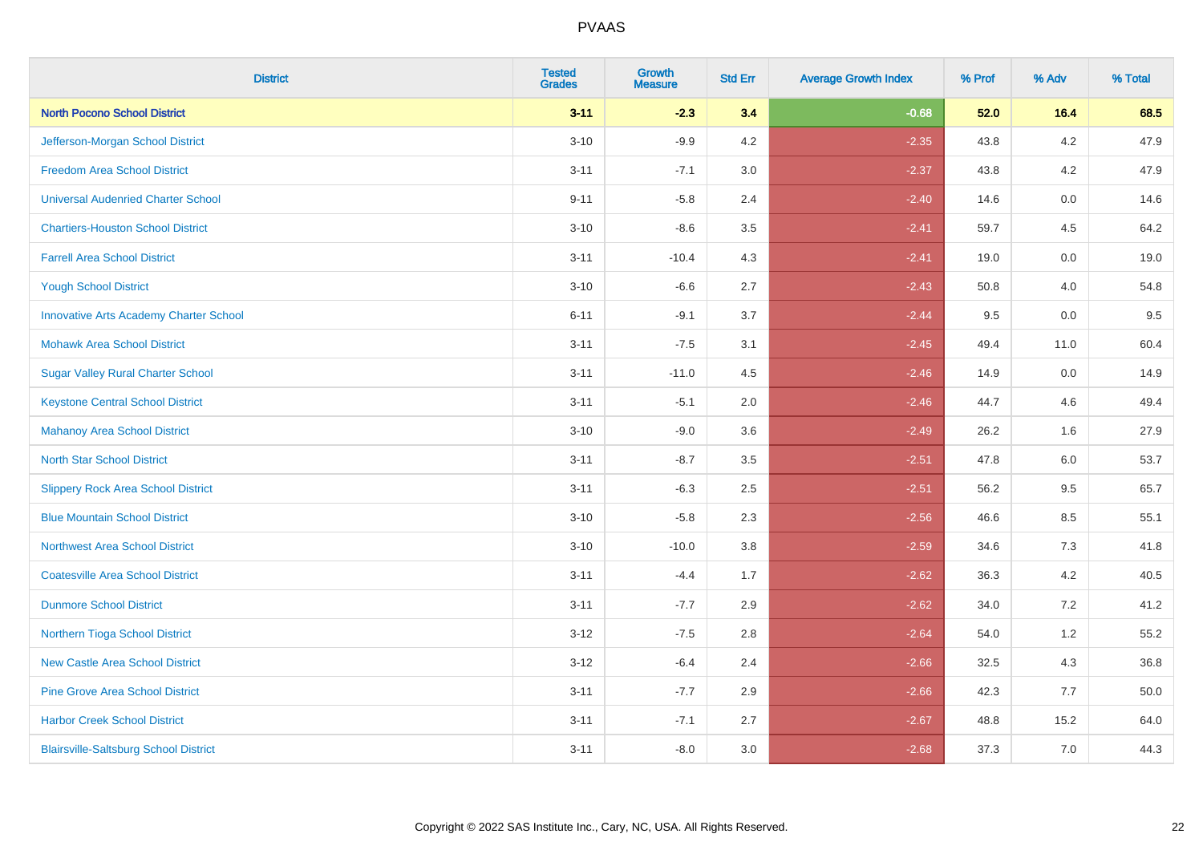# PVAAS

| District | Tested Grades | Growth Measure | Std Err | Average Growth Index | % Prof | % Adv | % Total |
|---|---|---|---|---|---|---|---|
| **North Pocono School District** | **3-11** | **-2.3** | **3.4** | **-0.68** | **52.0** | **16.4** | **68.5** |
| Jefferson-Morgan School District | 3-10 | -9.9 | 4.2 | -2.35 | 43.8 | 4.2 | 47.9 |
| Freedom Area School District | 3-11 | -7.1 | 3.0 | -2.37 | 43.8 | 4.2 | 47.9 |
| Universal Audenried Charter School | 9-11 | -5.8 | 2.4 | -2.40 | 14.6 | 0.0 | 14.6 |
| Chartiers-Houston School District | 3-10 | -8.6 | 3.5 | -2.41 | 59.7 | 4.5 | 64.2 |
| Farrell Area School District | 3-11 | -10.4 | 4.3 | -2.41 | 19.0 | 0.0 | 19.0 |
| Yough School District | 3-10 | -6.6 | 2.7 | -2.43 | 50.8 | 4.0 | 54.8 |
| Innovative Arts Academy Charter School | 6-11 | -9.1 | 3.7 | -2.44 | 9.5 | 0.0 | 9.5 |
| Mohawk Area School District | 3-11 | -7.5 | 3.1 | -2.45 | 49.4 | 11.0 | 60.4 |
| Sugar Valley Rural Charter School | 3-11 | -11.0 | 4.5 | -2.46 | 14.9 | 0.0 | 14.9 |
| Keystone Central School District | 3-11 | -5.1 | 2.0 | -2.46 | 44.7 | 4.6 | 49.4 |
| Mahanoy Area School District | 3-10 | -9.0 | 3.6 | -2.49 | 26.2 | 1.6 | 27.9 |
| North Star School District | 3-11 | -8.7 | 3.5 | -2.51 | 47.8 | 6.0 | 53.7 |
| Slippery Rock Area School District | 3-11 | -6.3 | 2.5 | -2.51 | 56.2 | 9.5 | 65.7 |
| Blue Mountain School District | 3-10 | -5.8 | 2.3 | -2.56 | 46.6 | 8.5 | 55.1 |
| Northwest Area School District | 3-10 | -10.0 | 3.8 | -2.59 | 34.6 | 7.3 | 41.8 |
| Coatesville Area School District | 3-11 | -4.4 | 1.7 | -2.62 | 36.3 | 4.2 | 40.5 |
| Dunmore School District | 3-11 | -7.7 | 2.9 | -2.62 | 34.0 | 7.2 | 41.2 |
| Northern Tioga School District | 3-12 | -7.5 | 2.8 | -2.64 | 54.0 | 1.2 | 55.2 |
| New Castle Area School District | 3-12 | -6.4 | 2.4 | -2.66 | 32.5 | 4.3 | 36.8 |
| Pine Grove Area School District | 3-11 | -7.7 | 2.9 | -2.66 | 42.3 | 7.7 | 50.0 |
| Harbor Creek School District | 3-11 | -7.1 | 2.7 | -2.67 | 48.8 | 15.2 | 64.0 |
| Blairsville-Saltsburg School District | 3-11 | -8.0 | 3.0 | -2.68 | 37.3 | 7.0 | 44.3 |

Copyright © 2022 SAS Institute Inc., Cary, NC, USA. All Rights Reserved.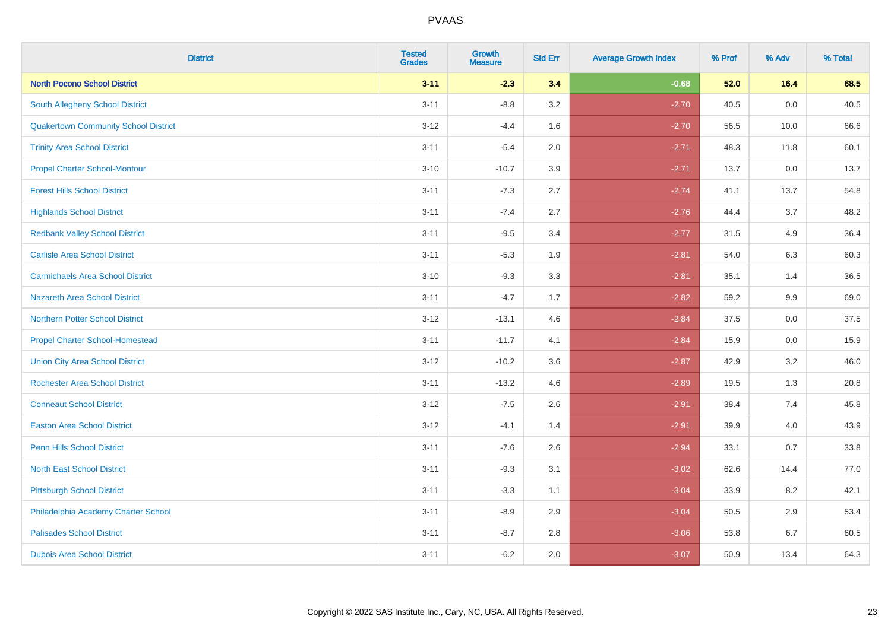# PVAAS

| District | Tested Grades | Growth Measure | Std Err | Average Growth Index | % Prof | % Adv | % Total |
|---|---|---|---|---|---|---|---|
| **North Pocono School District** | **3-11** | **-2.3** | **3.4** | **-0.68** | **52.0** | **16.4** | **68.5** |
| South Allegheny School District | 3-11 | -8.8 | 3.2 | -2.70 | 40.5 | 0.0 | 40.5 |
| Quakertown Community School District | 3-12 | -4.4 | 1.6 | -2.70 | 56.5 | 10.0 | 66.6 |
| Trinity Area School District | 3-11 | -5.4 | 2.0 | -2.71 | 48.3 | 11.8 | 60.1 |
| Propel Charter School-Montour | 3-10 | -10.7 | 3.9 | -2.71 | 13.7 | 0.0 | 13.7 |
| Forest Hills School District | 3-11 | -7.3 | 2.7 | -2.74 | 41.1 | 13.7 | 54.8 |
| Highlands School District | 3-11 | -7.4 | 2.7 | -2.76 | 44.4 | 3.7 | 48.2 |
| Redbank Valley School District | 3-11 | -9.5 | 3.4 | -2.77 | 31.5 | 4.9 | 36.4 |
| Carlisle Area School District | 3-11 | -5.3 | 1.9 | -2.81 | 54.0 | 6.3 | 60.3 |
| Carmichaels Area School District | 3-10 | -9.3 | 3.3 | -2.81 | 35.1 | 1.4 | 36.5 |
| Nazareth Area School District | 3-11 | -4.7 | 1.7 | -2.82 | 59.2 | 9.9 | 69.0 |
| Northern Potter School District | 3-12 | -13.1 | 4.6 | -2.84 | 37.5 | 0.0 | 37.5 |
| Propel Charter School-Homestead | 3-11 | -11.7 | 4.1 | -2.84 | 15.9 | 0.0 | 15.9 |
| Union City Area School District | 3-12 | -10.2 | 3.6 | -2.87 | 42.9 | 3.2 | 46.0 |
| Rochester Area School District | 3-11 | -13.2 | 4.6 | -2.89 | 19.5 | 1.3 | 20.8 |
| Conneaut School District | 3-12 | -7.5 | 2.6 | -2.91 | 38.4 | 7.4 | 45.8 |
| Easton Area School District | 3-12 | -4.1 | 1.4 | -2.91 | 39.9 | 4.0 | 43.9 |
| Penn Hills School District | 3-11 | -7.6 | 2.6 | -2.94 | 33.1 | 0.7 | 33.8 |
| North East School District | 3-11 | -9.3 | 3.1 | -3.02 | 62.6 | 14.4 | 77.0 |
| Pittsburgh School District | 3-11 | -3.3 | 1.1 | -3.04 | 33.9 | 8.2 | 42.1 |
| Philadelphia Academy Charter School | 3-11 | -8.9 | 2.9 | -3.04 | 50.5 | 2.9 | 53.4 |
| Palisades School District | 3-11 | -8.7 | 2.8 | -3.06 | 53.8 | 6.7 | 60.5 |
| Dubois Area School District | 3-11 | -6.2 | 2.0 | -3.07 | 50.9 | 13.4 | 64.3 |

Copyright © 2022 SAS Institute Inc., Cary, NC, USA. All Rights Reserved.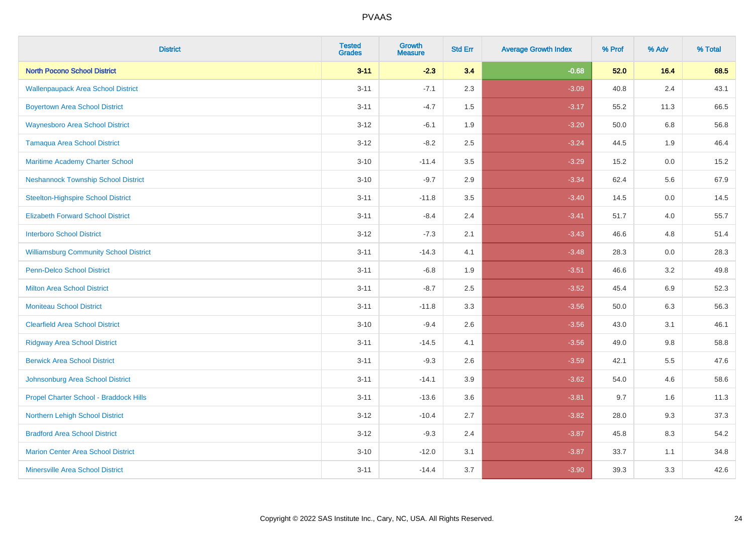# PVAAS

| District | Tested Grades | Growth Measure | Std Err | Average Growth Index | % Prof | % Adv | % Total |
|---|---|---|---|---|---|---|---|
| **North Pocono School District** | **3-11** | **-2.3** | **3.4** | **-0.68** | **52.0** | **16.4** | **68.5** |
| Wallenpaupack Area School District | 3-11 | -7.1 | 2.3 | -3.09 | 40.8 | 2.4 | 43.1 |
| Boyertown Area School District | 3-11 | -4.7 | 1.5 | -3.17 | 55.2 | 11.3 | 66.5 |
| Waynesboro Area School District | 3-12 | -6.1 | 1.9 | -3.20 | 50.0 | 6.8 | 56.8 |
| Tamaqua Area School District | 3-12 | -8.2 | 2.5 | -3.24 | 44.5 | 1.9 | 46.4 |
| Maritime Academy Charter School | 3-10 | -11.4 | 3.5 | -3.29 | 15.2 | 0.0 | 15.2 |
| Neshannock Township School District | 3-10 | -9.7 | 2.9 | -3.34 | 62.4 | 5.6 | 67.9 |
| Steelton-Highspire School District | 3-11 | -11.8 | 3.5 | -3.40 | 14.5 | 0.0 | 14.5 |
| Elizabeth Forward School District | 3-11 | -8.4 | 2.4 | -3.41 | 51.7 | 4.0 | 55.7 |
| Interboro School District | 3-12 | -7.3 | 2.1 | -3.43 | 46.6 | 4.8 | 51.4 |
| Williamsburg Community School District | 3-11 | -14.3 | 4.1 | -3.48 | 28.3 | 0.0 | 28.3 |
| Penn-Delco School District | 3-11 | -6.8 | 1.9 | -3.51 | 46.6 | 3.2 | 49.8 |
| Milton Area School District | 3-11 | -8.7 | 2.5 | -3.52 | 45.4 | 6.9 | 52.3 |
| Moniteau School District | 3-11 | -11.8 | 3.3 | -3.56 | 50.0 | 6.3 | 56.3 |
| Clearfield Area School District | 3-10 | -9.4 | 2.6 | -3.56 | 43.0 | 3.1 | 46.1 |
| Ridgway Area School District | 3-11 | -14.5 | 4.1 | -3.56 | 49.0 | 9.8 | 58.8 |
| Berwick Area School District | 3-11 | -9.3 | 2.6 | -3.59 | 42.1 | 5.5 | 47.6 |
| Johnsonburg Area School District | 3-11 | -14.1 | 3.9 | -3.62 | 54.0 | 4.6 | 58.6 |
| Propel Charter School - Braddock Hills | 3-11 | -13.6 | 3.6 | -3.81 | 9.7 | 1.6 | 11.3 |
| Northern Lehigh School District | 3-12 | -10.4 | 2.7 | -3.82 | 28.0 | 9.3 | 37.3 |
| Bradford Area School District | 3-12 | -9.3 | 2.4 | -3.87 | 45.8 | 8.3 | 54.2 |
| Marion Center Area School District | 3-10 | -12.0 | 3.1 | -3.87 | 33.7 | 1.1 | 34.8 |
| Minersville Area School District | 3-11 | -14.4 | 3.7 | -3.90 | 39.3 | 3.3 | 42.6 |

Copyright © 2022 SAS Institute Inc., Cary, NC, USA. All Rights Reserved.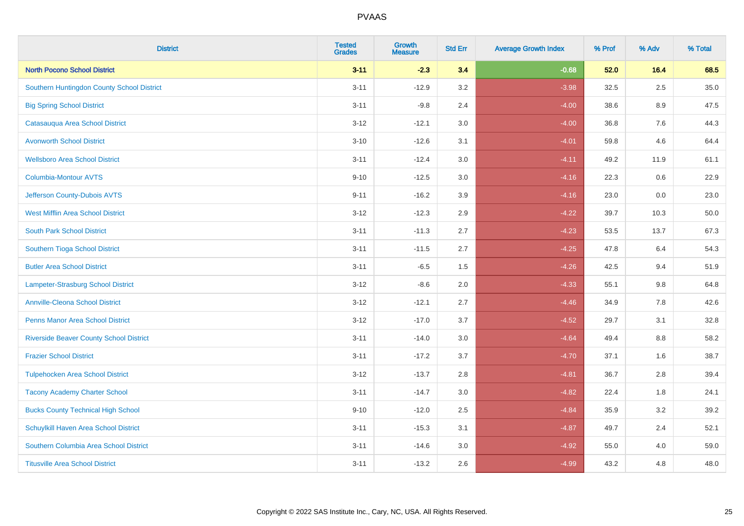# PVAAS

| District | Tested Grades | Growth Measure | Std Err | Average Growth Index | % Prof | % Adv | % Total |
|---|---|---|---|---|---|---|---|
| **North Pocono School District** | **3-11** | **-2.3** | **3.4** | **-0.68** | **52.0** | **16.4** | **68.5** |
| Southern Huntingdon County School District | 3-11 | -12.9 | 3.2 | -3.98 | 32.5 | 2.5 | 35.0 |
| Big Spring School District | 3-11 | -9.8 | 2.4 | -4.00 | 38.6 | 8.9 | 47.5 |
| Catasauqua Area School District | 3-12 | -12.1 | 3.0 | -4.00 | 36.8 | 7.6 | 44.3 |
| Avonworth School District | 3-10 | -12.6 | 3.1 | -4.01 | 59.8 | 4.6 | 64.4 |
| Wellsboro Area School District | 3-11 | -12.4 | 3.0 | -4.11 | 49.2 | 11.9 | 61.1 |
| Columbia-Montour AVTS | 9-10 | -12.5 | 3.0 | -4.16 | 22.3 | 0.6 | 22.9 |
| Jefferson County-Dubois AVTS | 9-11 | -16.2 | 3.9 | -4.16 | 23.0 | 0.0 | 23.0 |
| West Mifflin Area School District | 3-12 | -12.3 | 2.9 | -4.22 | 39.7 | 10.3 | 50.0 |
| South Park School District | 3-11 | -11.3 | 2.7 | -4.23 | 53.5 | 13.7 | 67.3 |
| Southern Tioga School District | 3-11 | -11.5 | 2.7 | -4.25 | 47.8 | 6.4 | 54.3 |
| Butler Area School District | 3-11 | -6.5 | 1.5 | -4.26 | 42.5 | 9.4 | 51.9 |
| Lampeter-Strasburg School District | 3-12 | -8.6 | 2.0 | -4.33 | 55.1 | 9.8 | 64.8 |
| Annville-Cleona School District | 3-12 | -12.1 | 2.7 | -4.46 | 34.9 | 7.8 | 42.6 |
| Penns Manor Area School District | 3-12 | -17.0 | 3.7 | -4.52 | 29.7 | 3.1 | 32.8 |
| Riverside Beaver County School District | 3-11 | -14.0 | 3.0 | -4.64 | 49.4 | 8.8 | 58.2 |
| Frazier School District | 3-11 | -17.2 | 3.7 | -4.70 | 37.1 | 1.6 | 38.7 |
| Tulpehocken Area School District | 3-12 | -13.7 | 2.8 | -4.81 | 36.7 | 2.8 | 39.4 |
| Tacony Academy Charter School | 3-11 | -14.7 | 3.0 | -4.82 | 22.4 | 1.8 | 24.1 |
| Bucks County Technical High School | 9-10 | -12.0 | 2.5 | -4.84 | 35.9 | 3.2 | 39.2 |
| Schuylkill Haven Area School District | 3-11 | -15.3 | 3.1 | -4.87 | 49.7 | 2.4 | 52.1 |
| Southern Columbia Area School District | 3-11 | -14.6 | 3.0 | -4.92 | 55.0 | 4.0 | 59.0 |
| Titusville Area School District | 3-11 | -13.2 | 2.6 | -4.99 | 43.2 | 4.8 | 48.0 |

Copyright © 2022 SAS Institute Inc., Cary, NC, USA. All Rights Reserved.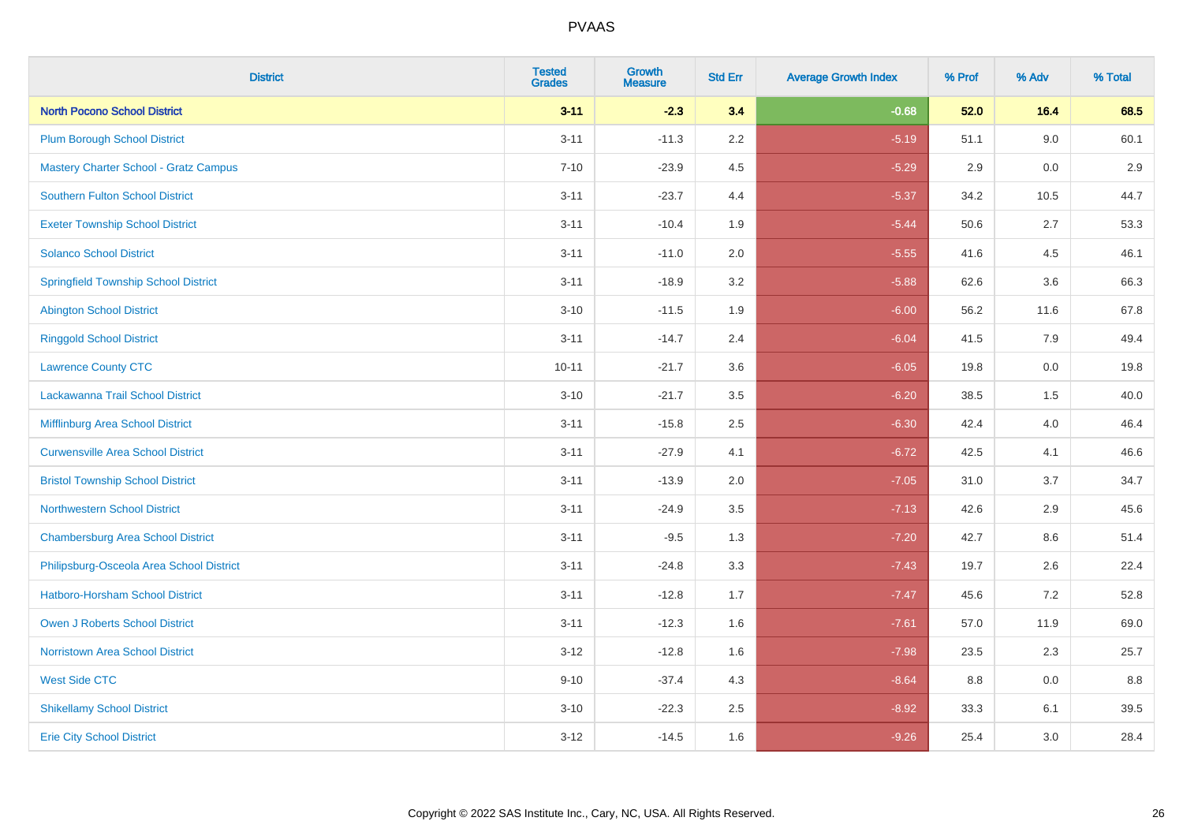# PVAAS

| District | Tested Grades | Growth Measure | Std Err | Average Growth Index | % Prof | % Adv | % Total |
|---|---|---|---|---|---|---|---|
| **North Pocono School District** | **3-11** | **-2.3** | **3.4** | **-0.68** | **52.0** | **16.4** | **68.5** |
| Plum Borough School District | 3-11 | -11.3 | 2.2 | -5.19 | 51.1 | 9.0 | 60.1 |
| Mastery Charter School - Gratz Campus | 7-10 | -23.9 | 4.5 | -5.29 | 2.9 | 0.0 | 2.9 |
| Southern Fulton School District | 3-11 | -23.7 | 4.4 | -5.37 | 34.2 | 10.5 | 44.7 |
| Exeter Township School District | 3-11 | -10.4 | 1.9 | -5.44 | 50.6 | 2.7 | 53.3 |
| Solanco School District | 3-11 | -11.0 | 2.0 | -5.55 | 41.6 | 4.5 | 46.1 |
| Springfield Township School District | 3-11 | -18.9 | 3.2 | -5.88 | 62.6 | 3.6 | 66.3 |
| Abington School District | 3-10 | -11.5 | 1.9 | -6.00 | 56.2 | 11.6 | 67.8 |
| Ringgold School District | 3-11 | -14.7 | 2.4 | -6.04 | 41.5 | 7.9 | 49.4 |
| Lawrence County CTC | 10-11 | -21.7 | 3.6 | -6.05 | 19.8 | 0.0 | 19.8 |
| Lackawanna Trail School District | 3-10 | -21.7 | 3.5 | -6.20 | 38.5 | 1.5 | 40.0 |
| Mifflinburg Area School District | 3-11 | -15.8 | 2.5 | -6.30 | 42.4 | 4.0 | 46.4 |
| Curwensville Area School District | 3-11 | -27.9 | 4.1 | -6.72 | 42.5 | 4.1 | 46.6 |
| Bristol Township School District | 3-11 | -13.9 | 2.0 | -7.05 | 31.0 | 3.7 | 34.7 |
| Northwestern School District | 3-11 | -24.9 | 3.5 | -7.13 | 42.6 | 2.9 | 45.6 |
| Chambersburg Area School District | 3-11 | -9.5 | 1.3 | -7.20 | 42.7 | 8.6 | 51.4 |
| Philipsburg-Osceola Area School District | 3-11 | -24.8 | 3.3 | -7.43 | 19.7 | 2.6 | 22.4 |
| Hatboro-Horsham School District | 3-11 | -12.8 | 1.7 | -7.47 | 45.6 | 7.2 | 52.8 |
| Owen J Roberts School District | 3-11 | -12.3 | 1.6 | -7.61 | 57.0 | 11.9 | 69.0 |
| Norristown Area School District | 3-12 | -12.8 | 1.6 | -7.98 | 23.5 | 2.3 | 25.7 |
| West Side CTC | 9-10 | -37.4 | 4.3 | -8.64 | 8.8 | 0.0 | 8.8 |
| Shikellamy School District | 3-10 | -22.3 | 2.5 | -8.92 | 33.3 | 6.1 | 39.5 |
| Erie City School District | 3-12 | -14.5 | 1.6 | -9.26 | 25.4 | 3.0 | 28.4 |

Copyright © 2022 SAS Institute Inc., Cary, NC, USA. All Rights Reserved.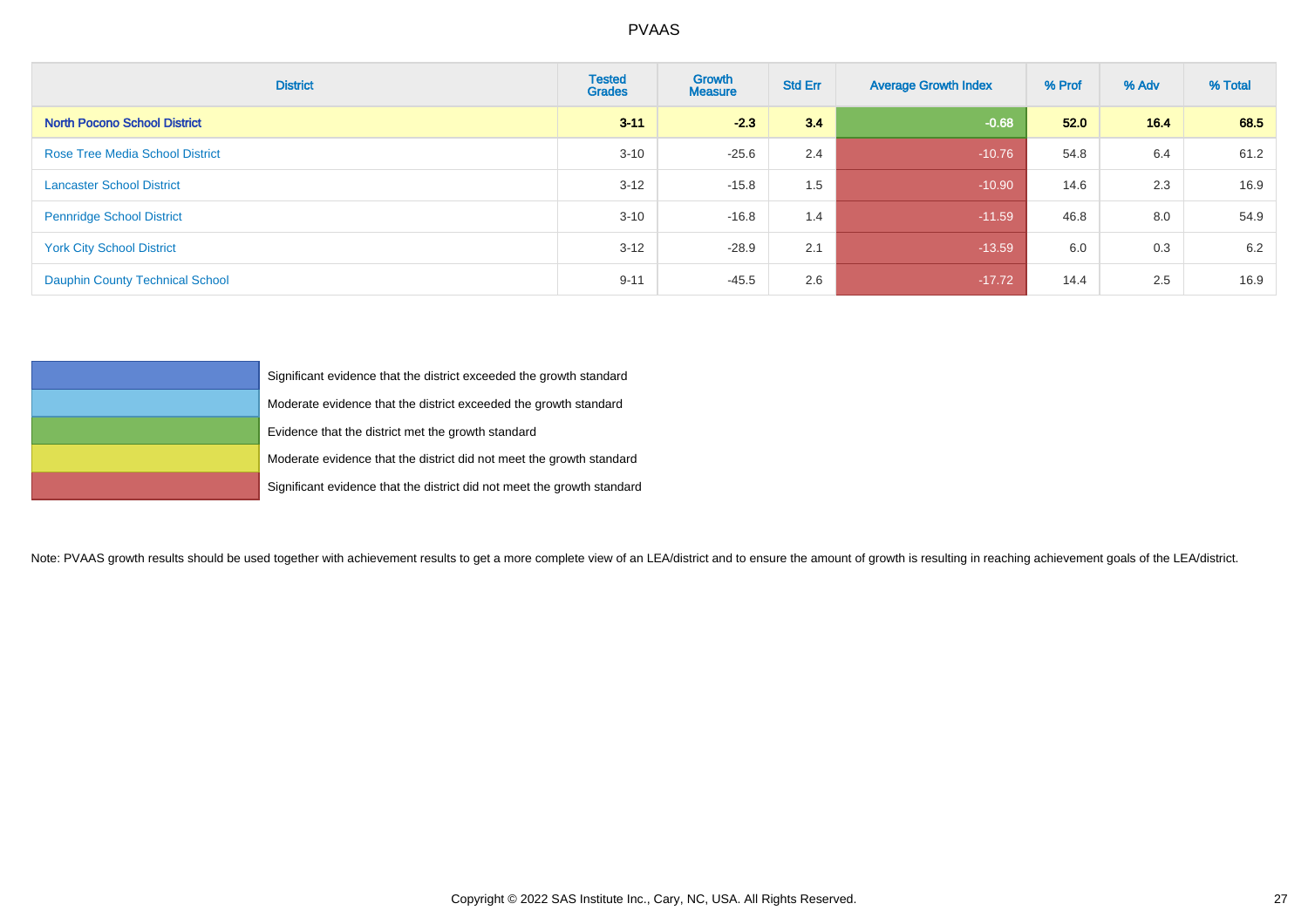PVAAS

| District | Tested Grades | Growth Measure | Std Err | Average Growth Index | % Prof | % Adv | % Total |
|---|---|---|---|---|---|---|---|
| **North Pocono School District** | **3-11** | **-2.3** | **3.4** | **-0.68** | **52.0** | **16.4** | **68.5** |
| Rose Tree Media School District | 3-10 | -25.6 | 2.4 | -10.76 | 54.8 | 6.4 | 61.2 |
| Lancaster School District | 3-12 | -15.8 | 1.5 | -10.90 | 14.6 | 2.3 | 16.9 |
| Pennridge School District | 3-10 | -16.8 | 1.4 | -11.59 | 46.8 | 8.0 | 54.9 |
| York City School District | 3-12 | -28.9 | 2.1 | -13.59 | 6.0 | 0.3 | 6.2 |
| Dauphin County Technical School | 9-11 | -45.5 | 2.6 | -17.72 | 14.4 | 2.5 | 16.9 |

Significant evidence that the district exceeded the growth standard

Moderate evidence that the district exceeded the growth standard

Evidence that the district met the growth standard

Moderate evidence that the district did not meet the growth standard

Significant evidence that the district did not meet the growth standard

Note: PVAAS growth results should be used together with achievement results to get a more complete view of an LEA/district and to ensure the amount of growth is resulting in reaching achievement goals of the LEA/district.

Copyright © 2022 SAS Institute Inc., Cary, NC, USA. All Rights Reserved.